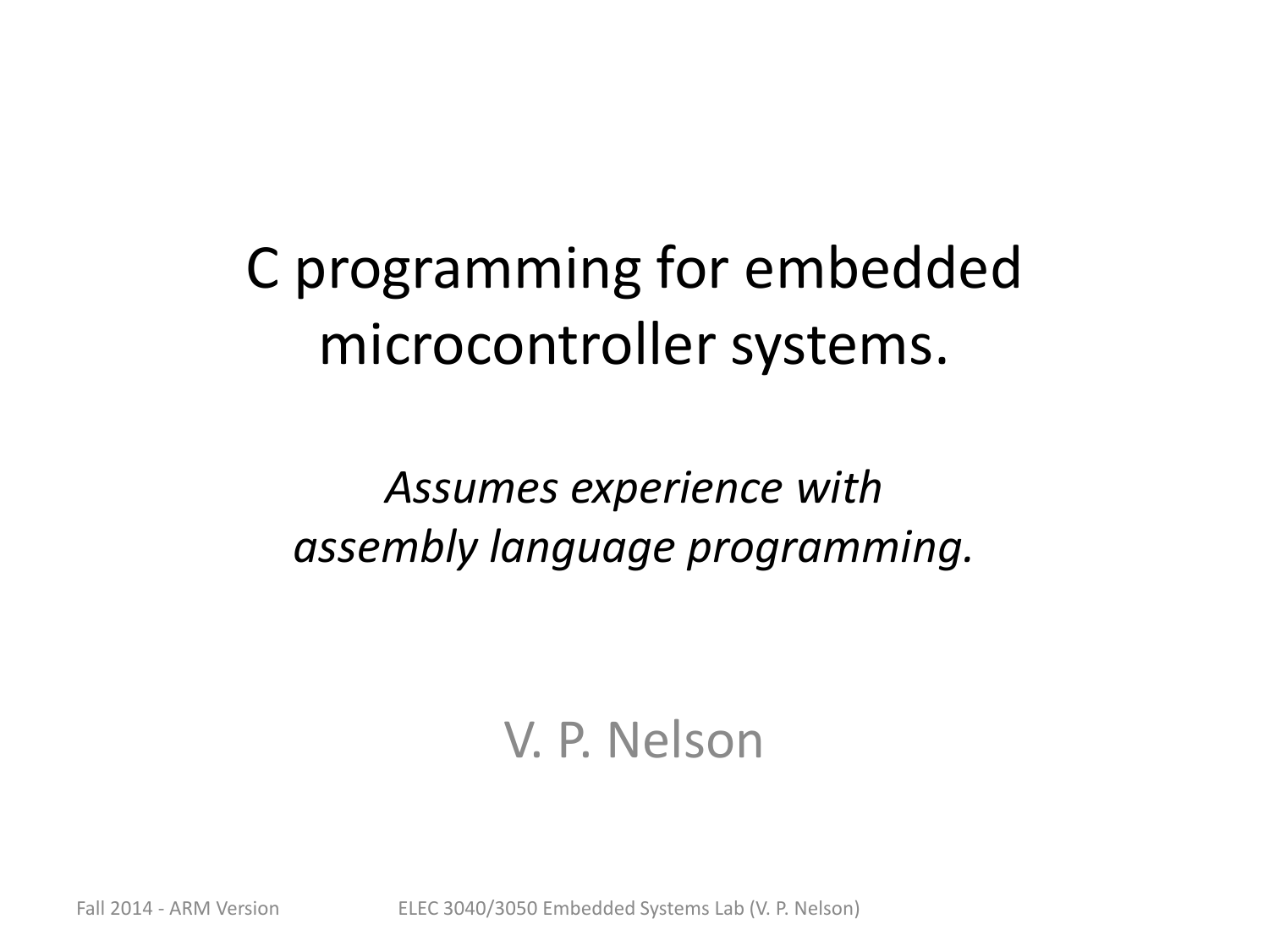# C programming for embedded microcontroller systems.

*Assumes experience with assembly language programming.*

V. P. Nelson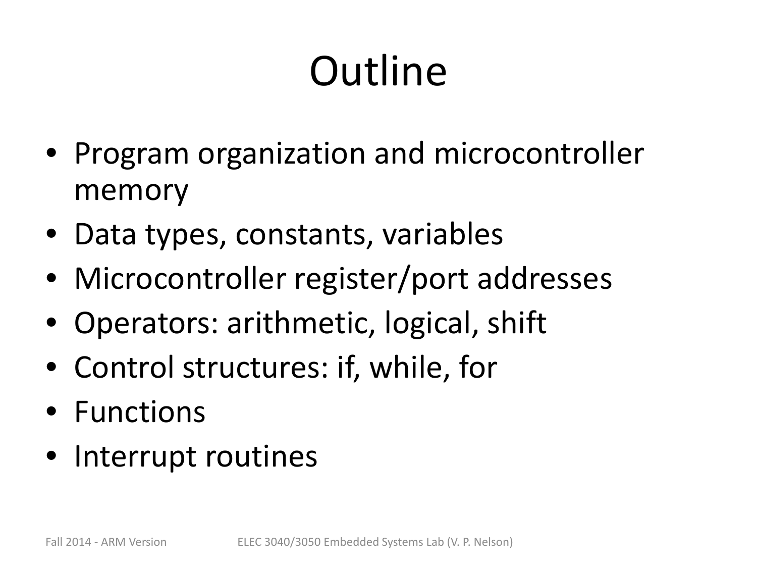# Outline

- Program organization and microcontroller memory
- Data types, constants, variables
- Microcontroller register/port addresses
- Operators: arithmetic, logical, shift
- Control structures: if, while, for
- Functions
- Interrupt routines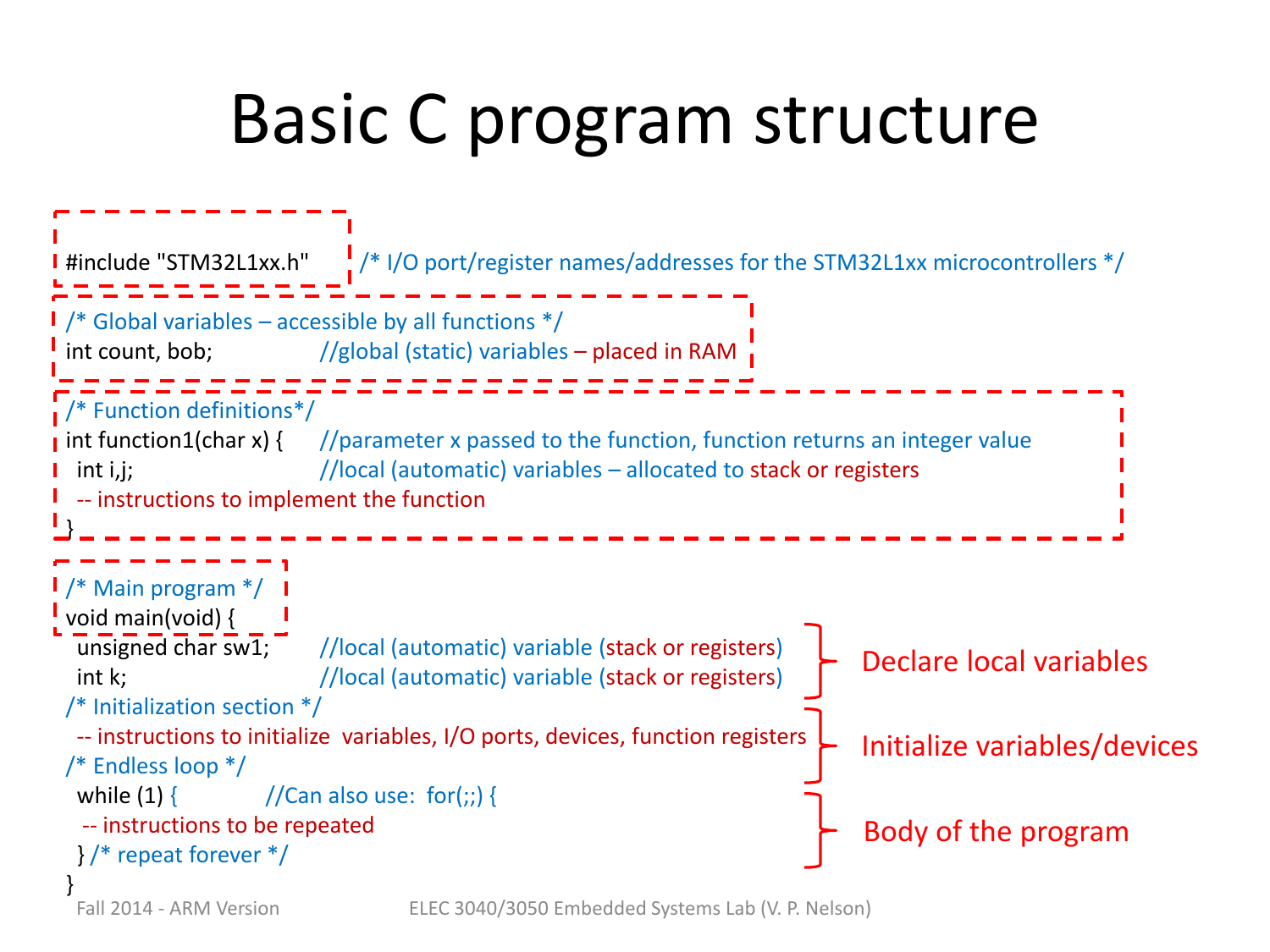# Basic C program structure

```
#include "STM32L1xx.h"      /* I/O port/register names/addresses for the STM32L1xx microcontrollers */

/* Global variables – accessible by all functions */
int count, bob;              //global (static) variables – placed in RAM

/* Function definitions*/
int function1(char x) {      //parameter x passed to the function, function returns an integer value
  int i,j;                   //local (automatic) variables – allocated to stack or registers
  -- instructions to implement the function
}

/* Main program */
void main(void) {
  unsigned char sw1;         //local (automatic) variable (stack or registers)
  int k;                     //local (automatic) variable (stack or registers)
/* Initialization section */
  -- instructions to initialize  variables, I/O ports, devices, function registers
/* Endless loop */
  while (1) {           //Can also use:  for(;;) {
   -- instructions to be repeated
  } /* repeat forever */
}
```

- Declare local variables
- Initialize variables/devices
- Body of the program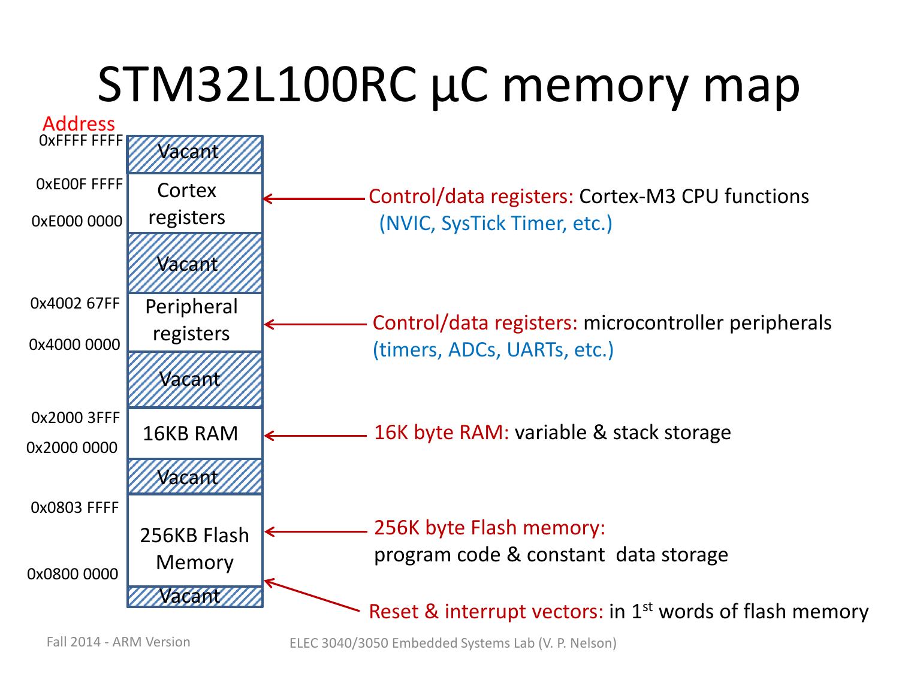# STM32L100RC µC memory map

| Address | Memory region | Description |
|---|---|---|
| 0xFFFF FFFF | Vacant | |
| 0xE00F FFFF – 0xE000 0000 | Cortex registers | Control/data registers: Cortex-M3 CPU functions (NVIC, SysTick Timer, etc.) |
| | Vacant | |
| 0x4002 67FF – 0x4000 0000 | Peripheral registers | Control/data registers: microcontroller peripherals (timers, ADCs, UARTs, etc.) |
| | Vacant | |
| 0x2000 3FFF – 0x2000 0000 | 16KB RAM | 16K byte RAM: variable & stack storage |
| | Vacant | |
| 0x0803 FFFF – 0x0800 0000 | 256KB Flash Memory | 256K byte Flash memory: program code & constant data storage |
| | Vacant | |

Reset & interrupt vectors: in 1st words of flash memory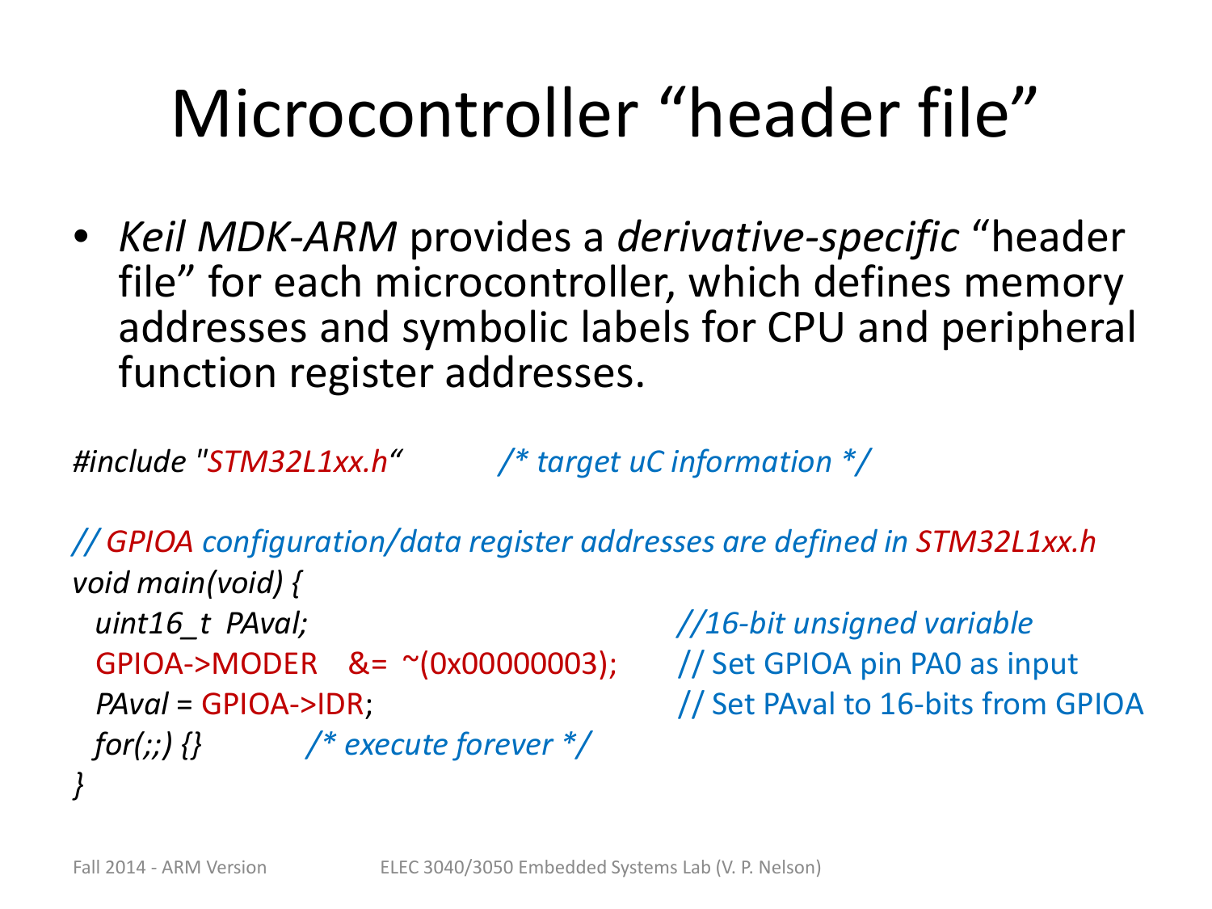# Microcontroller "header file"

- *Keil MDK-ARM* provides a *derivative-specific* "header file" for each microcontroller, which defines memory addresses and symbolic labels for CPU and peripheral function register addresses.

```
#include "STM32L1xx.h"          /* target uC information */

// GPIOA configuration/data register addresses are defined in STM32L1xx.h
void main(void) {
  uint16_t  PAval;                           //16-bit unsigned variable
  GPIOA->MODER    &=  ~(0x00000003);         // Set GPIOA pin PA0 as input
  PAval = GPIOA->IDR;                        // Set PAval to 16-bits from GPIOA
  for(;;) {}          /* execute forever */
}
```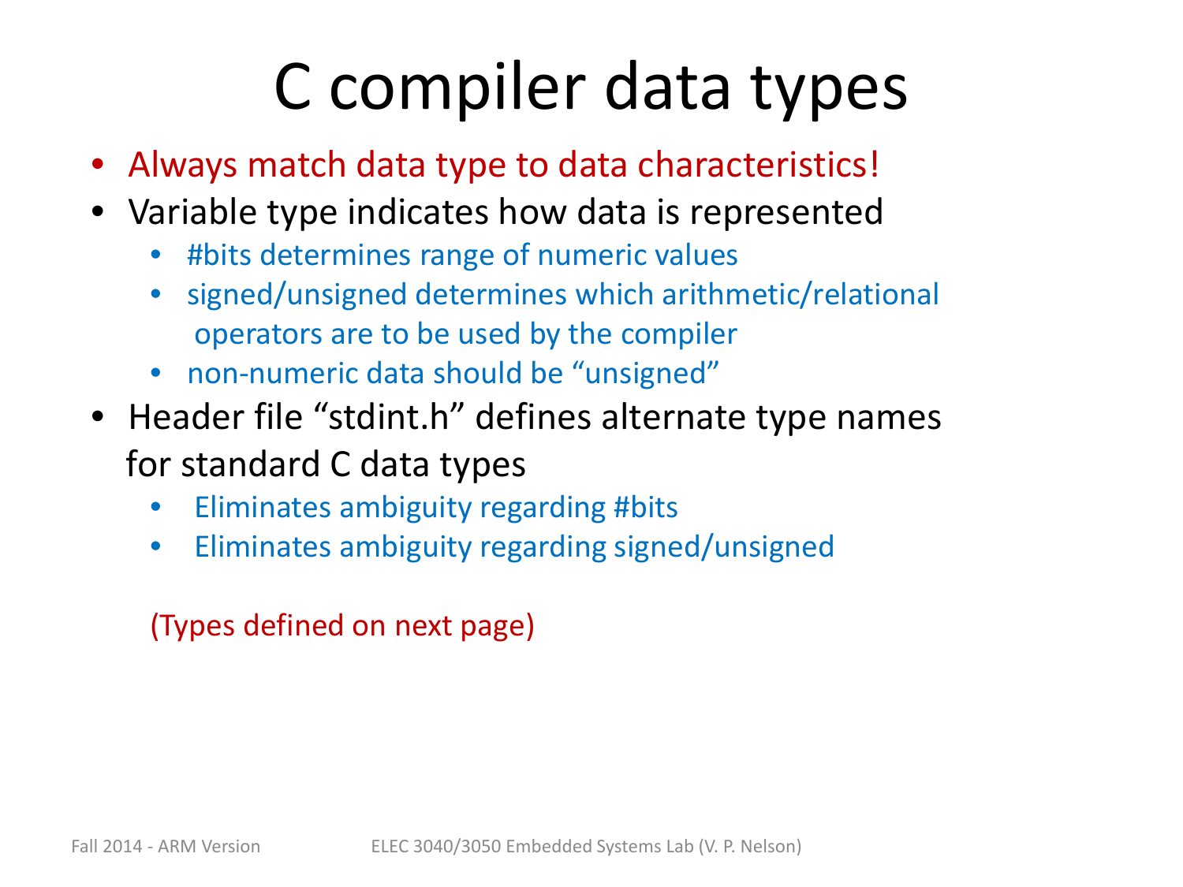# C compiler data types

- Always match data type to data characteristics!
- Variable type indicates how data is represented
  - #bits determines range of numeric values
  - signed/unsigned determines which arithmetic/relational operators are to be used by the compiler
  - non-numeric data should be "unsigned"
- Header file "stdint.h" defines alternate type names for standard C data types
  - Eliminates ambiguity regarding #bits
  - Eliminates ambiguity regarding signed/unsigned

(Types defined on next page)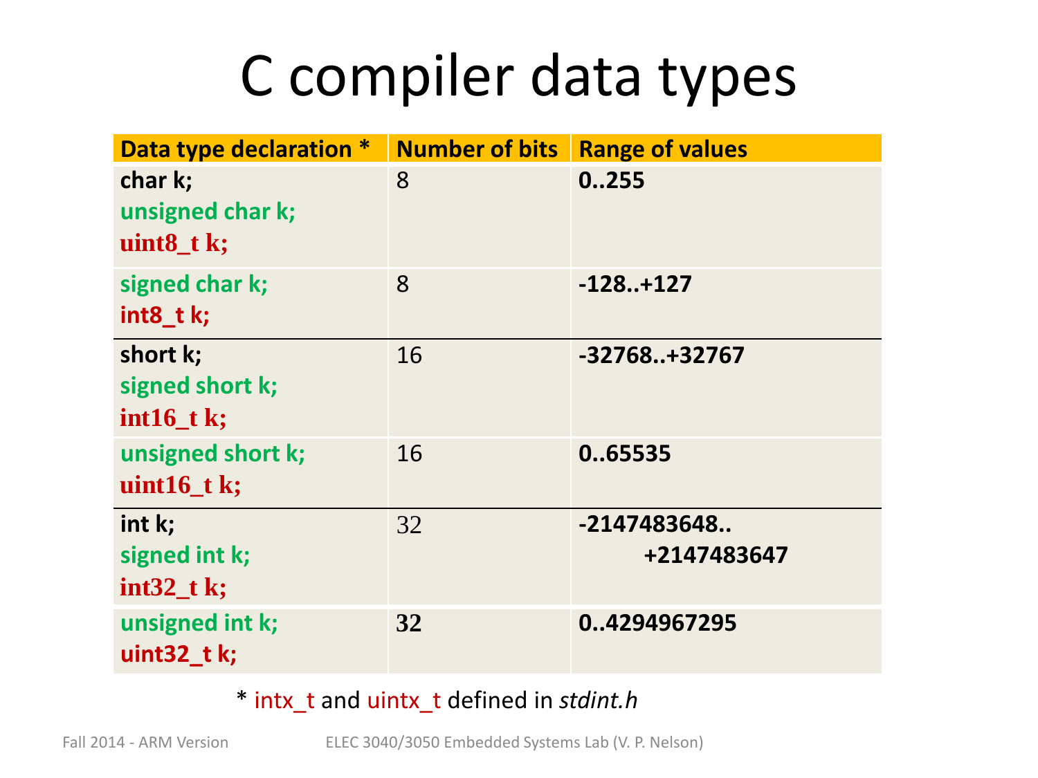# C compiler data types

| Data type declaration * | Number of bits | Range of values |
|---|---|---|
| char k;<br>unsigned char k;<br>uint8_t k; | 8 | 0..255 |
| signed char k;<br>int8_t k; | 8 | -128..+127 |
| short k;<br>signed short k;<br>int16_t k; | 16 | -32768..+32767 |
| unsigned short k;<br>uint16_t k; | 16 | 0..65535 |
| int k;<br>signed int k;<br>int32_t k; | 32 | -2147483648..<br>+2147483647 |
| unsigned int k;<br>uint32_t k; | 32 | 0..4294967295 |

* intx_t and uintx_t defined in *stdint.h*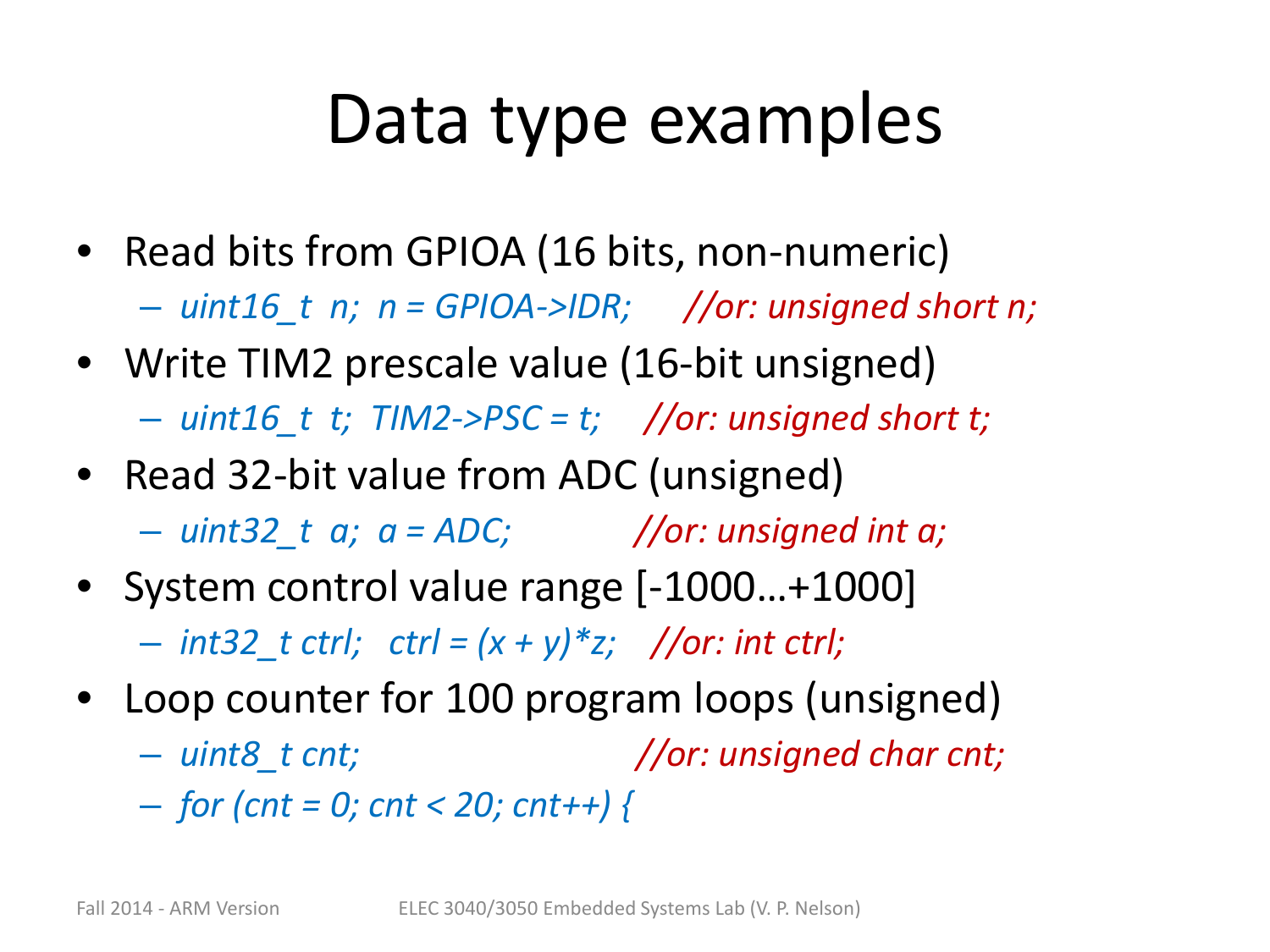# Data type examples

- Read bits from GPIOA (16 bits, non-numeric)
  - *uint16_t n; n = GPIOA->IDR;* *//or: unsigned short n;*
- Write TIM2 prescale value (16-bit unsigned)
  - *uint16_t t; TIM2->PSC = t;* *//or: unsigned short t;*
- Read 32-bit value from ADC (unsigned)
  - *uint32_t a; a = ADC;* *//or: unsigned int a;*
- System control value range [-1000…+1000]
  - *int32_t ctrl; ctrl = (x + y)*z;* *//or: int ctrl;*
- Loop counter for 100 program loops (unsigned)
  - *uint8_t cnt;* *//or: unsigned char cnt;*
  - *for (cnt = 0; cnt < 20; cnt++) {*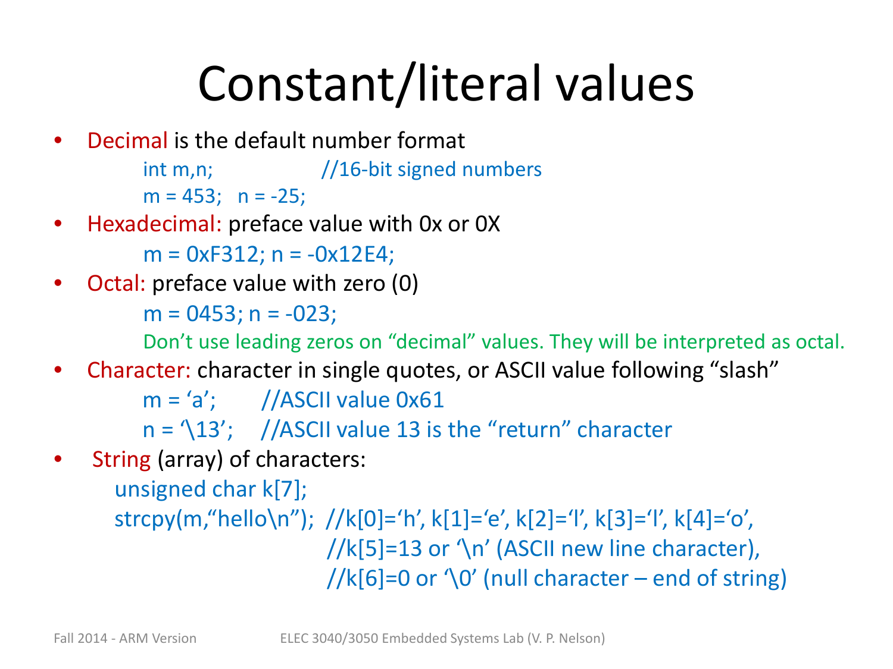# Constant/literal values

- Decimal is the default number format

```
int m,n;            //16-bit signed numbers
m = 453;   n = -25;
```

- Hexadecimal: preface value with 0x or 0X

```
m = 0xF312; n = -0x12E4;
```

- Octal: preface value with zero (0)

```
m = 0453; n = -023;
```

  Don't use leading zeros on "decimal" values. They will be interpreted as octal.

- Character: character in single quotes, or ASCII value following "slash"

```
m = 'a';      //ASCII value 0x61
n = '\13';    //ASCII value 13 is the "return" character
```

- String (array) of characters:

```
unsigned char k[7];
strcpy(m,"hello\n");  //k[0]='h', k[1]='e', k[2]='l', k[3]='l', k[4]='o',
                      //k[5]=13 or '\n' (ASCII new line character),
                      //k[6]=0 or '\0' (null character – end of string)
```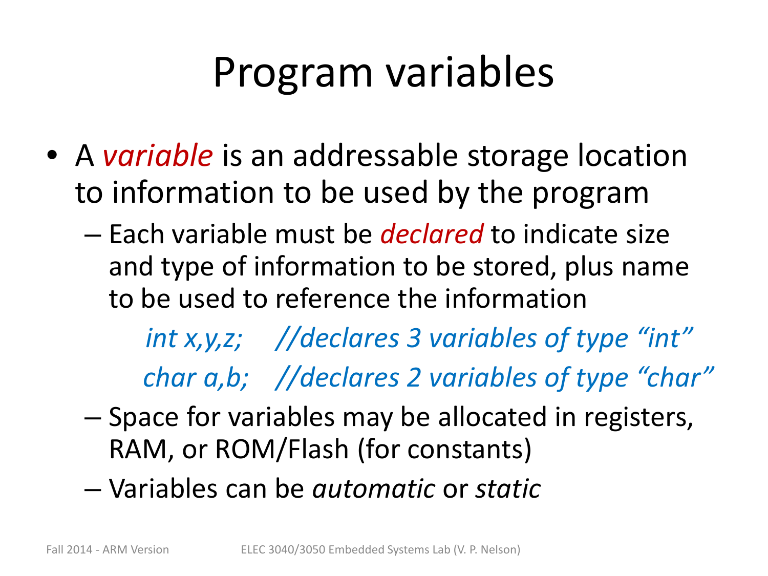# Program variables

- A *variable* is an addressable storage location to information to be used by the program
  - Each variable must be *declared* to indicate size and type of information to be stored, plus name to be used to reference the information

    ```
    int x,y,z;    //declares 3 variables of type "int"
    char a,b;     //declares 2 variables of type "char"
    ```

  - Space for variables may be allocated in registers, RAM, or ROM/Flash (for constants)
  - Variables can be *automatic* or *static*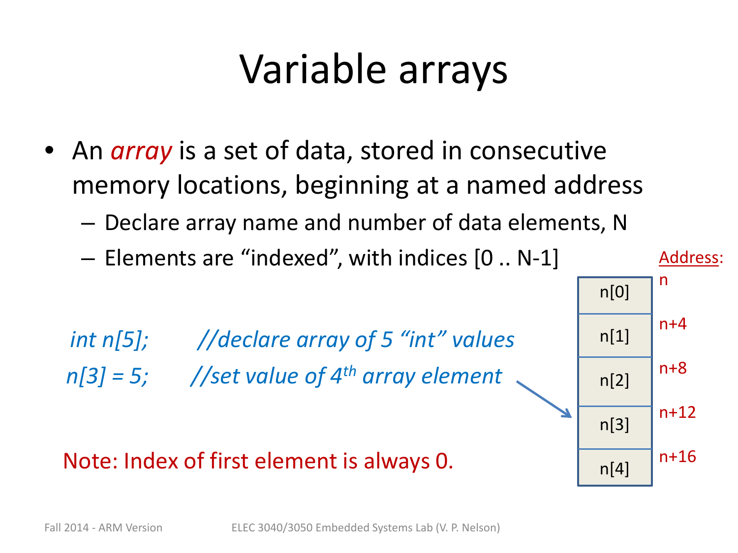# Variable arrays

- An *array* is a set of data, stored in consecutive memory locations, beginning at a named address
  - Declare array name and number of data elements, N
  - Elements are "indexed", with indices [0 .. N-1]

```
int n[5];      //declare array of 5 "int" values
n[3] = 5;      //set value of 4th array element
```

Note: Index of first element is always 0.

| Element | Address |
|---|---|
| n[0] | n |
| n[1] | n+4 |
| n[2] | n+8 |
| n[3] | n+12 |
| n[4] | n+16 |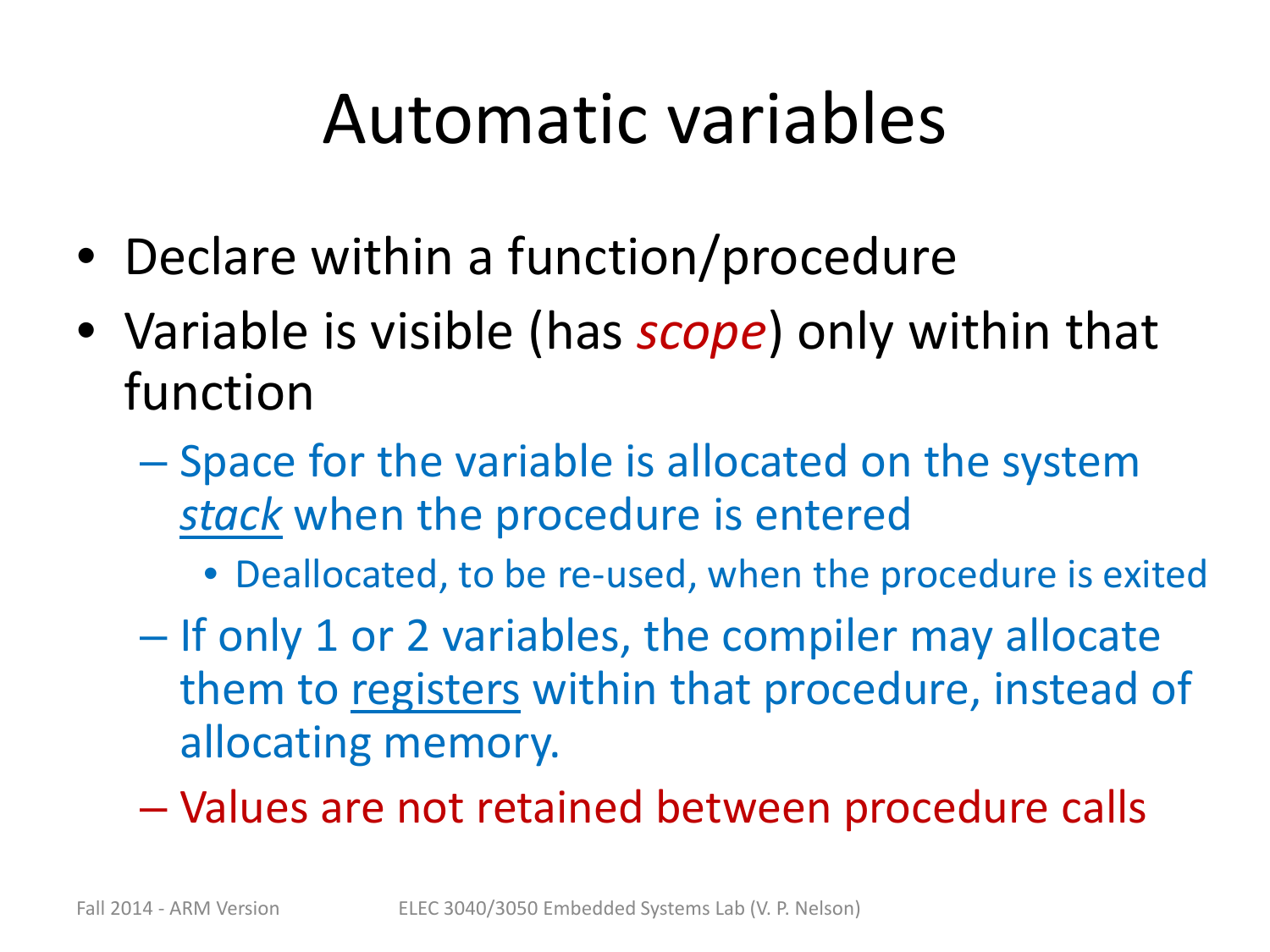# Automatic variables

- Declare within a function/procedure
- Variable is visible (has *scope*) only within that function
  - Space for the variable is allocated on the system *stack* when the procedure is entered
    - Deallocated, to be re-used, when the procedure is exited
  - If only 1 or 2 variables, the compiler may allocate them to registers within that procedure, instead of allocating memory.
  - Values are not retained between procedure calls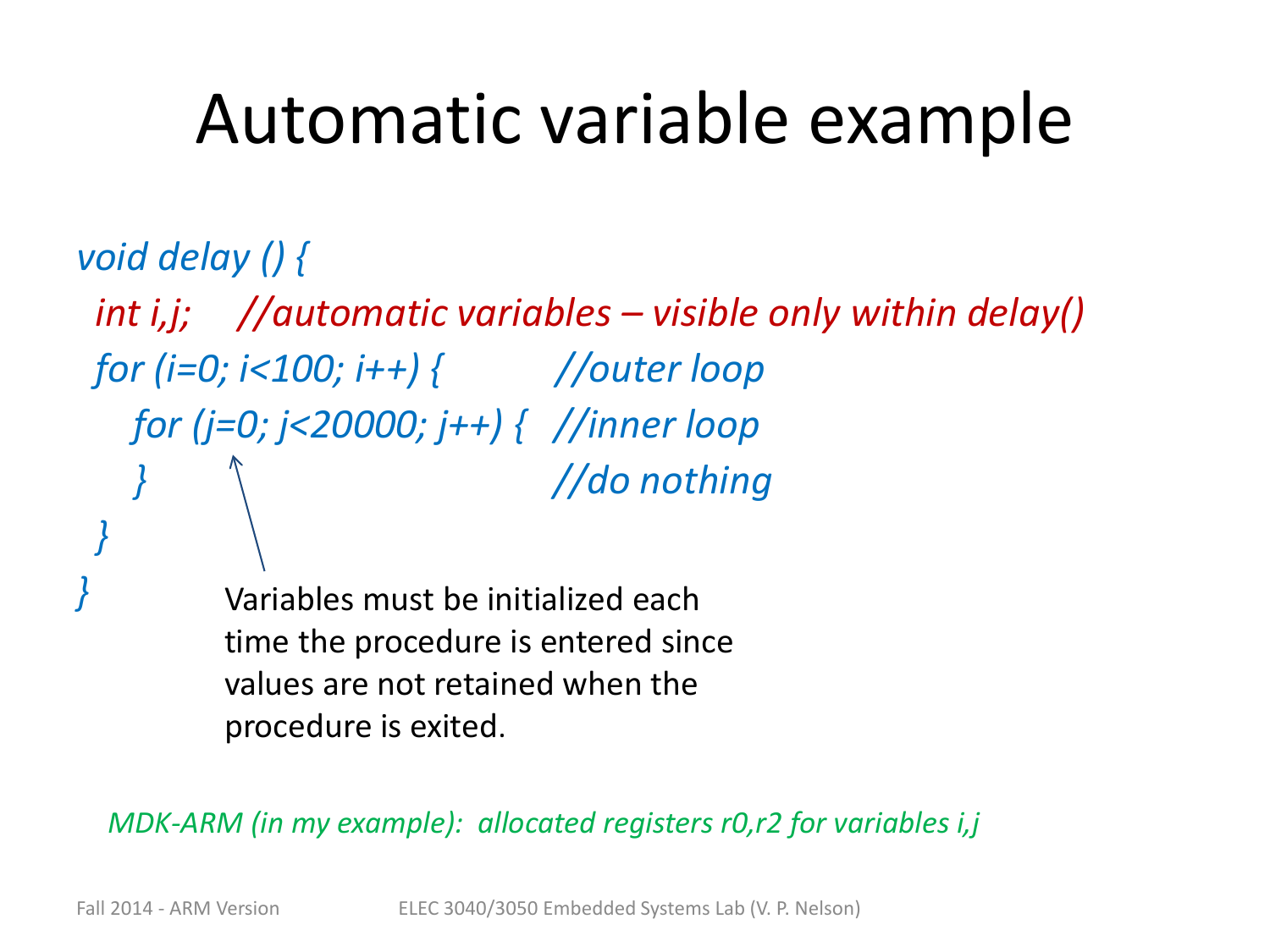# Automatic variable example

```
void delay () {
  int i,j;     //automatic variables – visible only within delay()
  for (i=0; i<100; i++) {          //outer loop
     for (j=0; j<20000; j++) {   //inner loop
     }                                    //do nothing
  }
}
```

Variables must be initialized each time the procedure is entered since values are not retained when the procedure is exited.

*MDK-ARM (in my example): allocated registers r0,r2 for variables i,j*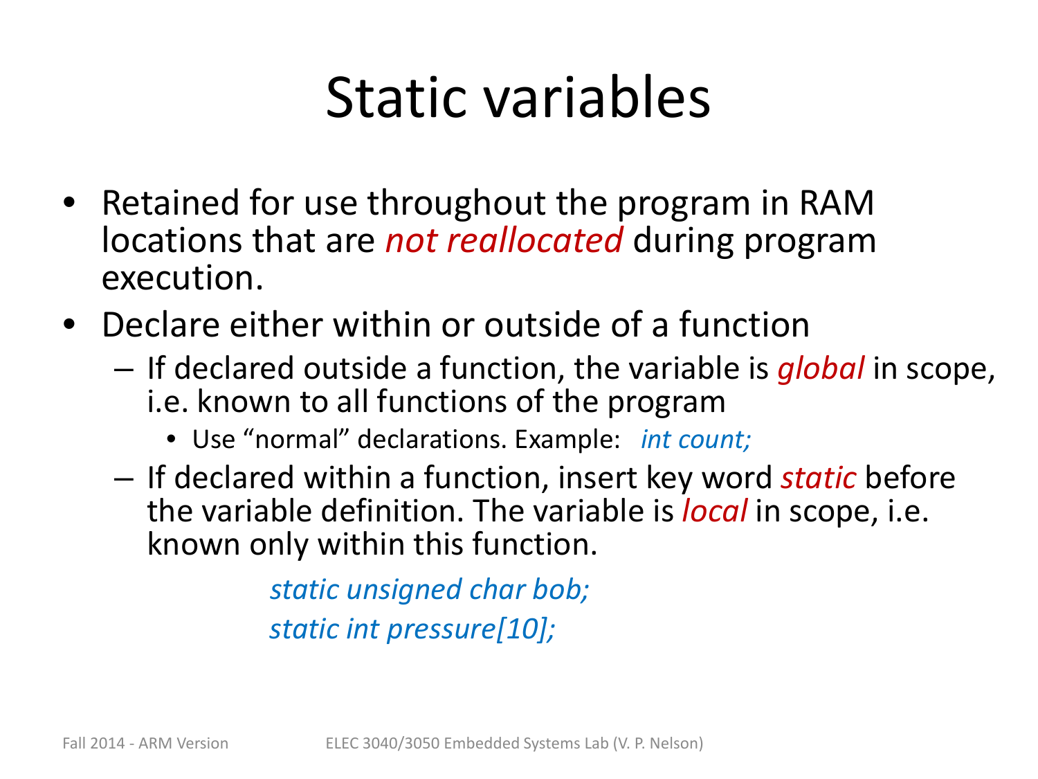# Static variables

- Retained for use throughout the program in RAM locations that are *not reallocated* during program execution.
- Declare either within or outside of a function
  - If declared outside a function, the variable is *global* in scope, i.e. known to all functions of the program
    - Use "normal" declarations. Example: *int count;*
  - If declared within a function, insert key word *static* before the variable definition. The variable is *local* in scope, i.e. known only within this function.

```
static unsigned char bob;
static int pressure[10];
```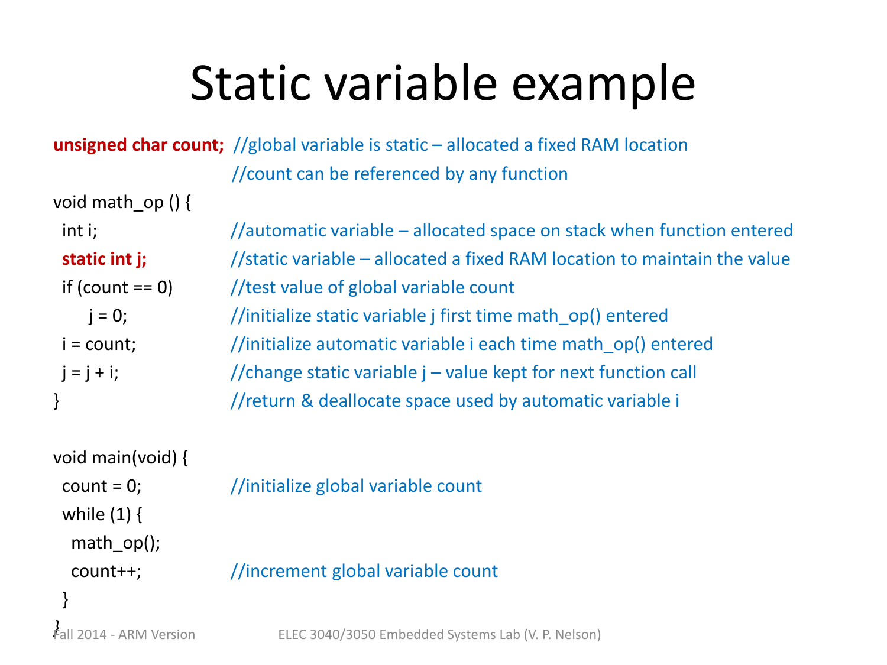# Static variable example

```
unsigned char count;  //global variable is static – allocated a fixed RAM location
                      //count can be referenced by any function
void math_op () {
  int i;              //automatic variable – allocated space on stack when function entered
  static int j;       //static variable – allocated a fixed RAM location to maintain the value
  if (count == 0)     //test value of global variable count
     j = 0;           //initialize static variable j first time math_op() entered
  i = count;          //initialize automatic variable i each time math_op() entered
  j = j + i;          //change static variable j – value kept for next function call
}                     //return & deallocate space used by automatic variable i

void main(void) {
  count = 0;          //initialize global variable count
  while (1) {
    math_op();
    count++;          //increment global variable count
  }
}
```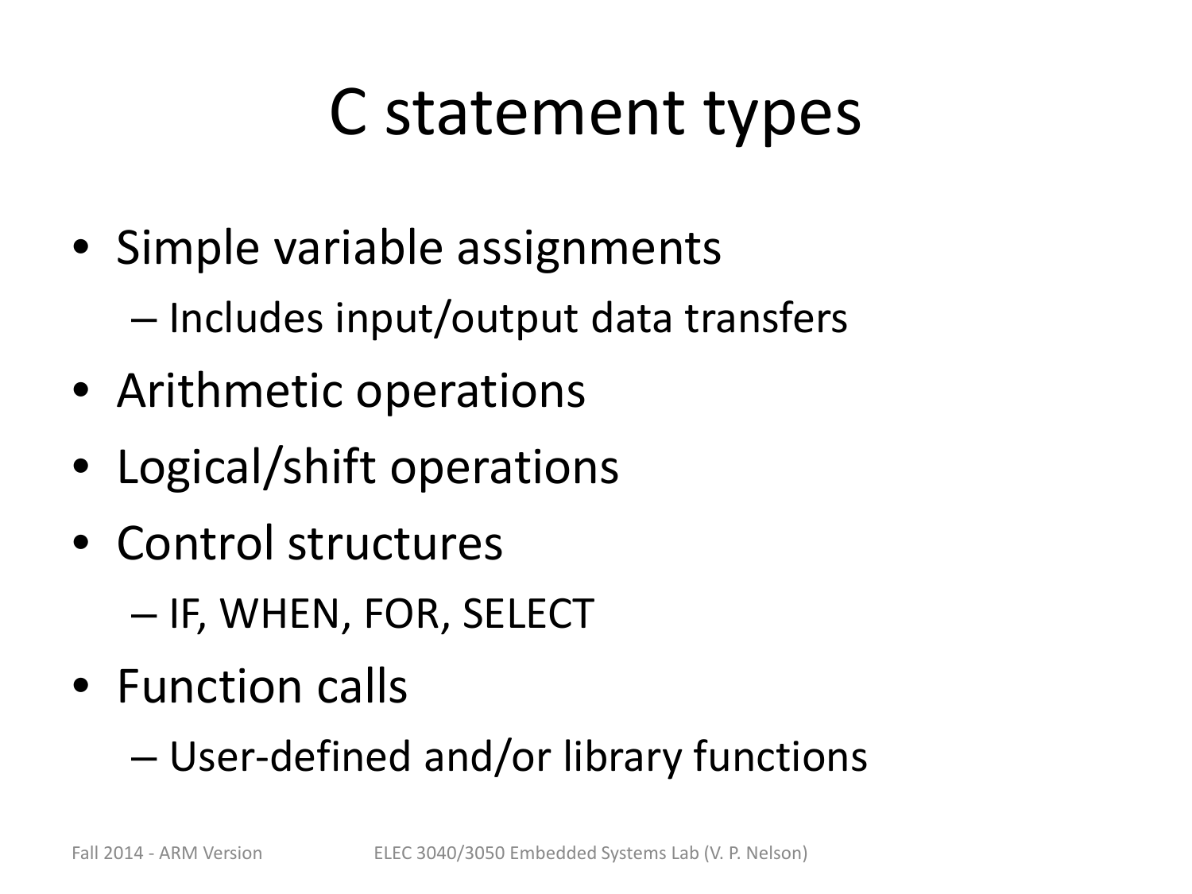# C statement types

- Simple variable assignments
  - Includes input/output data transfers
- Arithmetic operations
- Logical/shift operations
- Control structures
  - IF, WHEN, FOR, SELECT
- Function calls
  - User-defined and/or library functions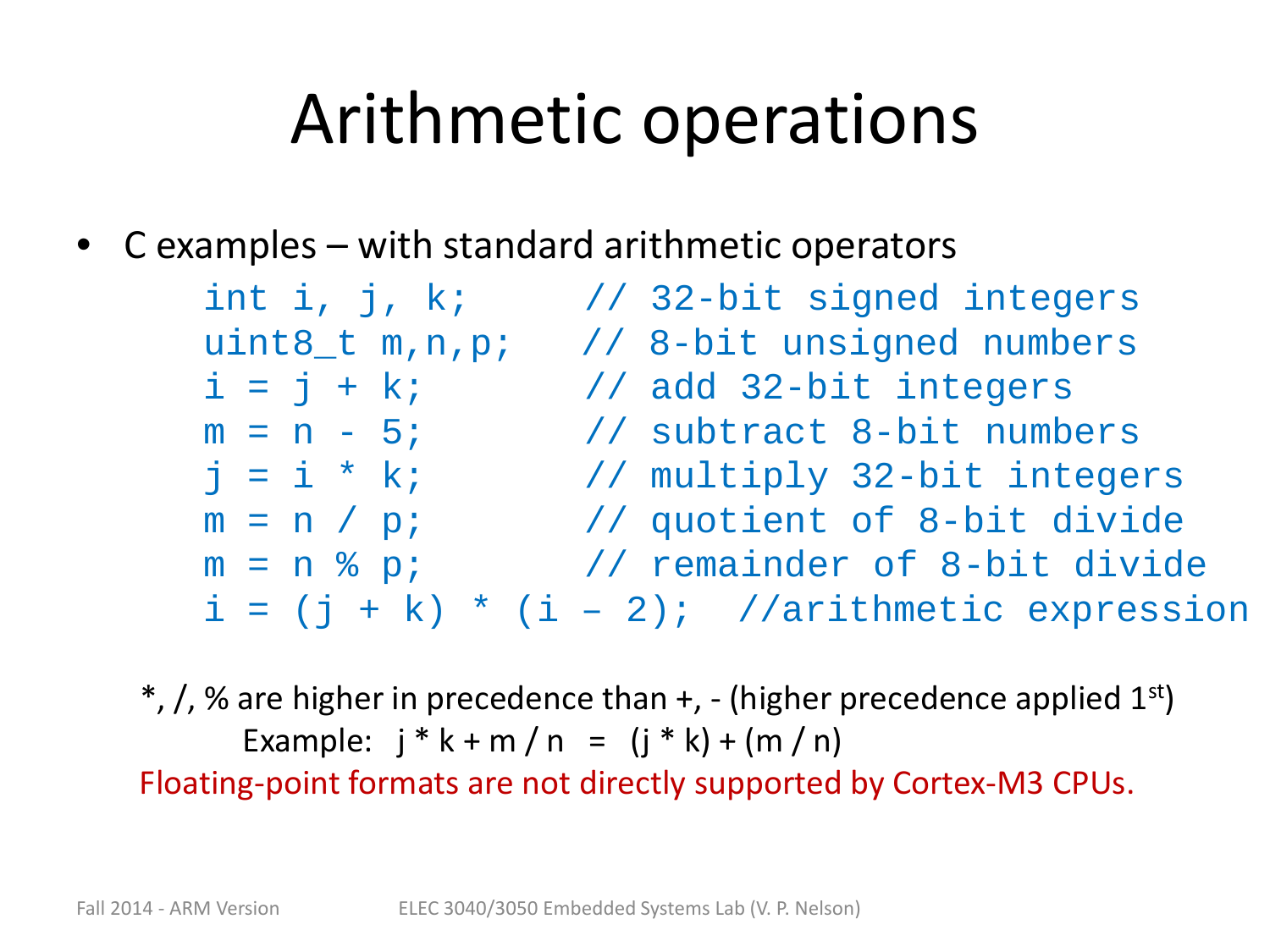# Arithmetic operations

- C examples – with standard arithmetic operators

```
int i, j, k;      // 32-bit signed integers
uint8_t m,n,p;    // 8-bit unsigned numbers
i = j + k;        // add 32-bit integers
m = n - 5;        // subtract 8-bit numbers
j = i * k;        // multiply 32-bit integers
m = n / p;        // quotient of 8-bit divide
m = n % p;        // remainder of 8-bit divide
i = (j + k) * (i – 2);  //arithmetic expression
```

*, /, % are higher in precedence than +, - (higher precedence applied 1st)

Example: j * k + m / n = (j * k) + (m / n)

Floating-point formats are not directly supported by Cortex-M3 CPUs.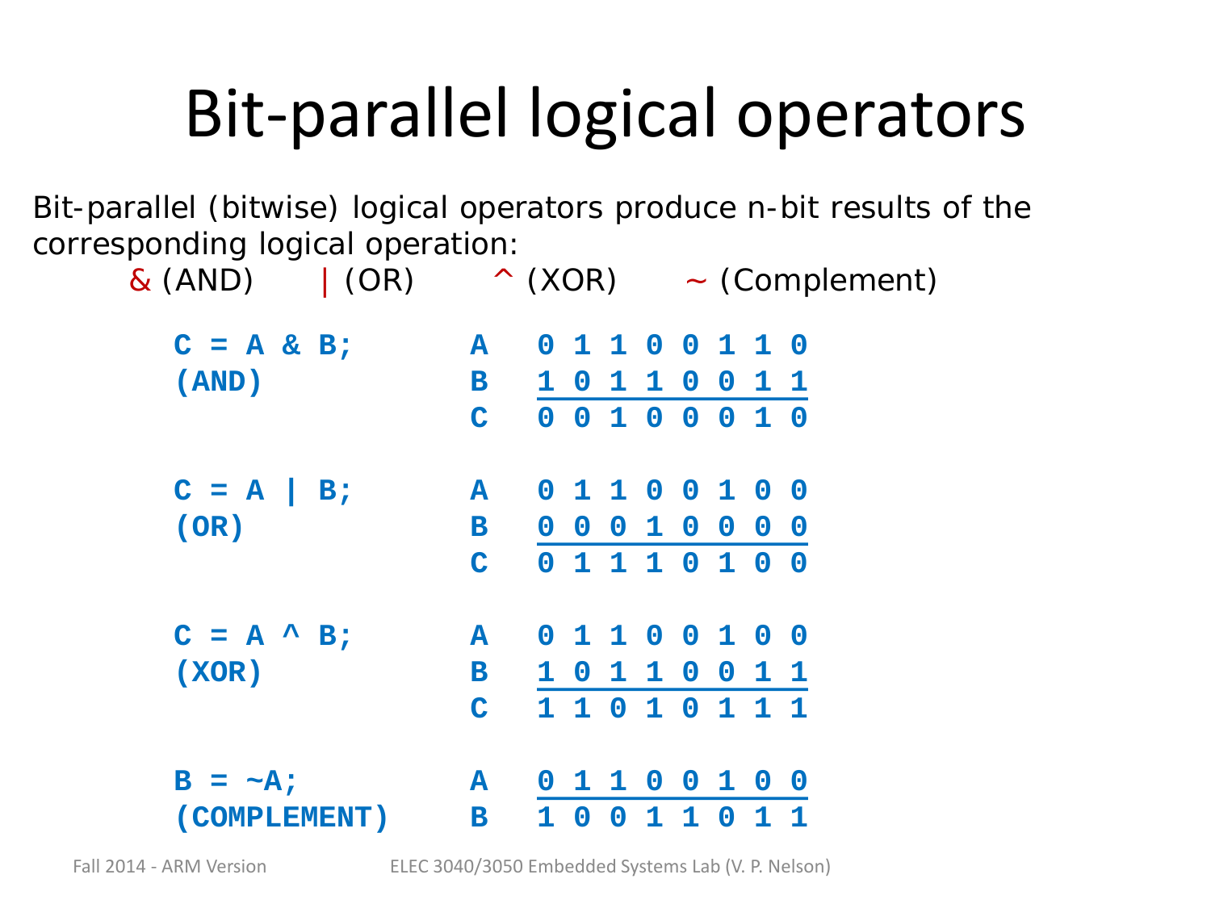# Bit-parallel logical operators

Bit-parallel (bitwise) logical operators produce n-bit results of the corresponding logical operation:

& (AND) | (OR) ^ (XOR) ~ (Complement)

```
C = A & B;      A   0 1 1 0 0 1 1 0
(AND)           B   1 0 1 1 0 0 1 1
                C   0 0 1 0 0 0 1 0

C = A | B;      A   0 1 1 0 0 1 0 0
(OR)            B   0 0 0 1 0 0 0 0
                C   0 1 1 1 0 1 0 0

C = A ^ B;      A   0 1 1 0 0 1 0 0
(XOR)           B   1 0 1 1 0 0 1 1
                C   1 1 0 1 0 1 1 1

B = ~A;         A   0 1 1 0 0 1 0 0
(COMPLEMENT)    B   1 0 0 1 1 0 1 1
```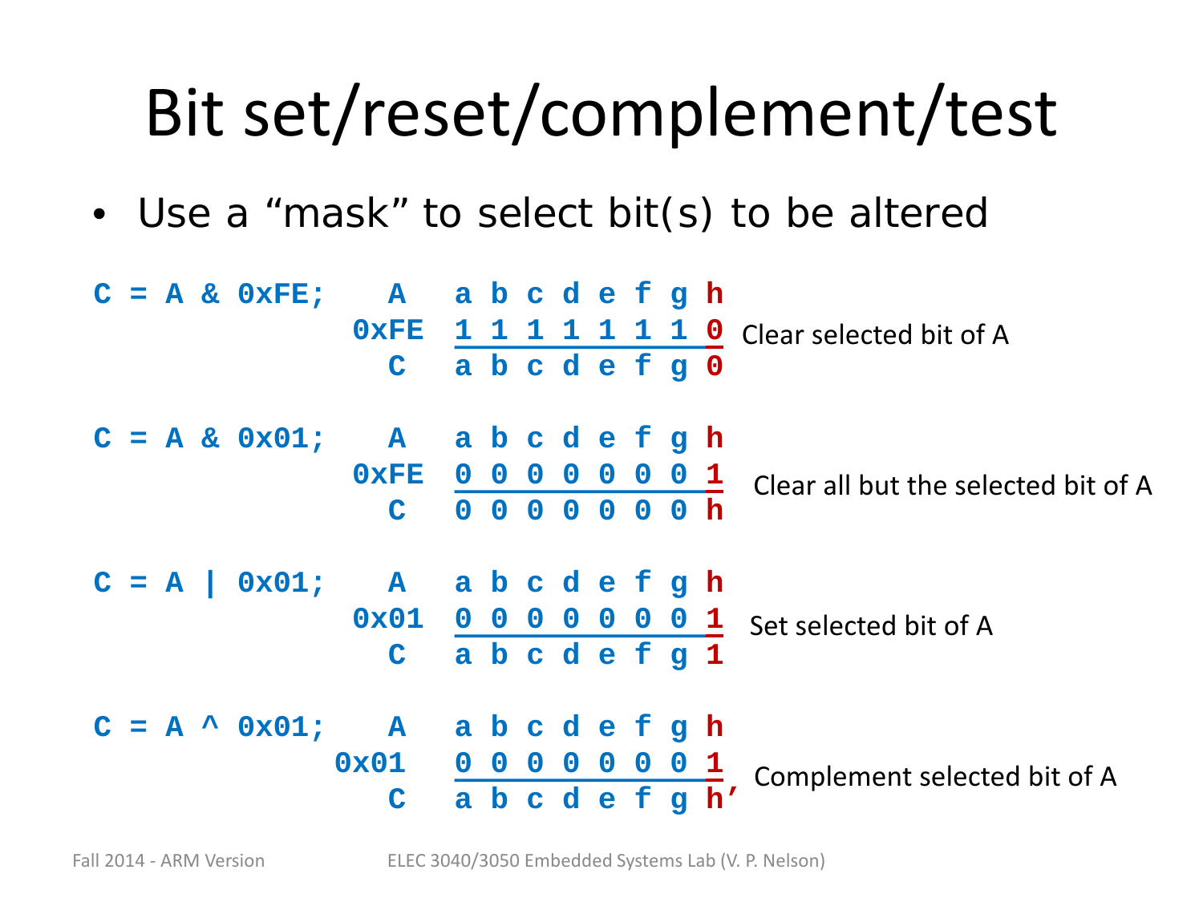# Bit set/reset/complement/test

- Use a "mask" to select bit(s) to be altered

```
C = A & 0xFE;      A    a b c d e f g h
                0xFE    1 1 1 1 1 1 1 0     Clear selected bit of A
                   C    a b c d e f g 0

C = A & 0x01;      A    a b c d e f g h
                0xFE    0 0 0 0 0 0 0 1     Clear all but the selected bit of A
                   C    0 0 0 0 0 0 0 h

C = A | 0x01;      A    a b c d e f g h
                0x01    0 0 0 0 0 0 0 1     Set selected bit of A
                   C    a b c d e f g 1

C = A ^ 0x01;      A    a b c d e f g h
                0x01    0 0 0 0 0 0 0 1     Complement selected bit of A
                   C    a b c d e f g h'
```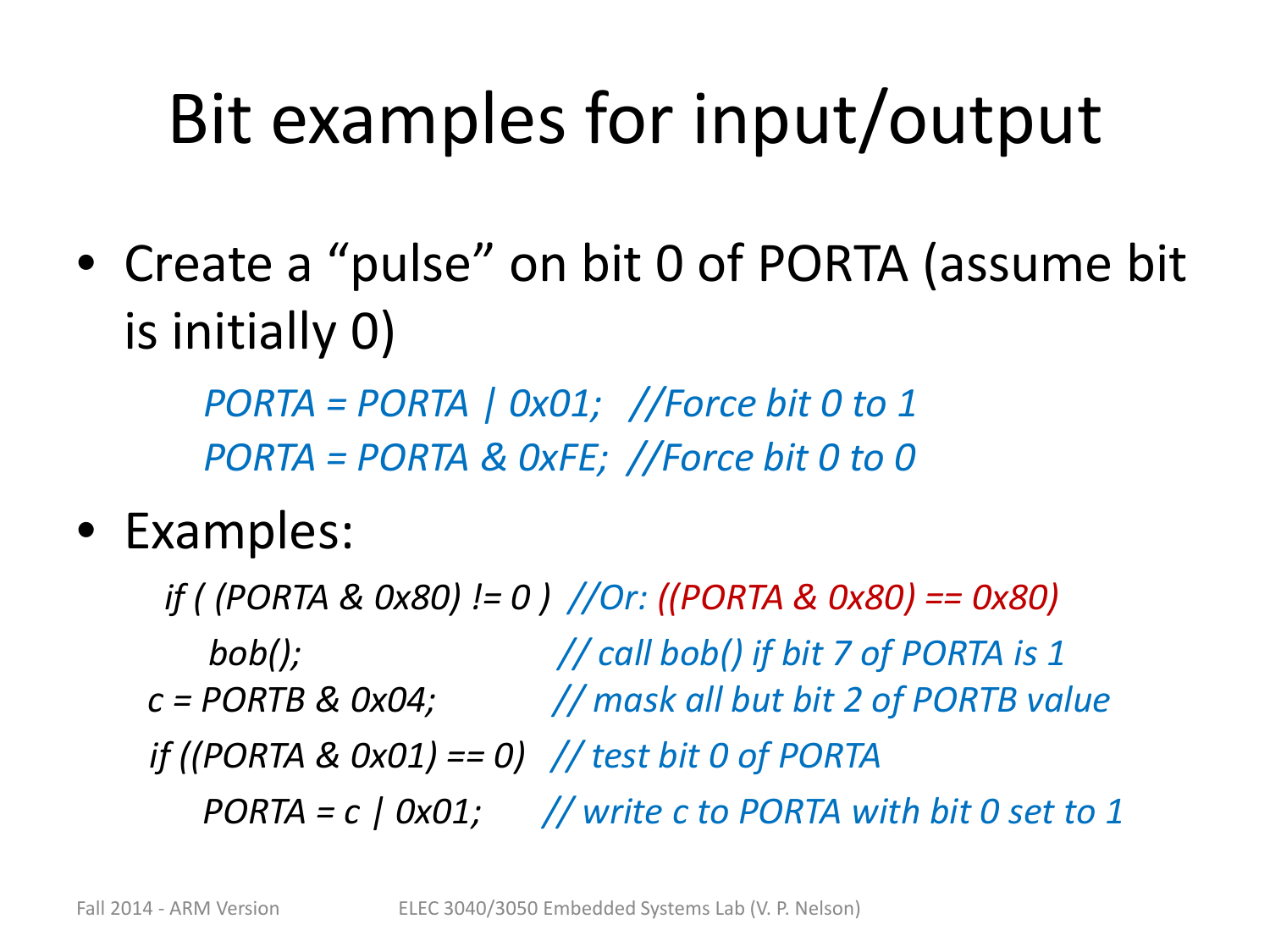# Bit examples for input/output

- Create a "pulse" on bit 0 of PORTA (assume bit is initially 0)

```
PORTA = PORTA | 0x01;   //Force bit 0 to 1
PORTA = PORTA & 0xFE;   //Force bit 0 to 0
```

- Examples:

```
if ( (PORTA & 0x80) != 0 )  //Or: ((PORTA & 0x80) == 0x80)
    bob();                  // call bob() if bit 7 of PORTA is 1
c = PORTB & 0x04;           // mask all but bit 2 of PORTB value
if ((PORTA & 0x01) == 0)    // test bit 0 of PORTA
    PORTA = c | 0x01;       // write c to PORTA with bit 0 set to 1
```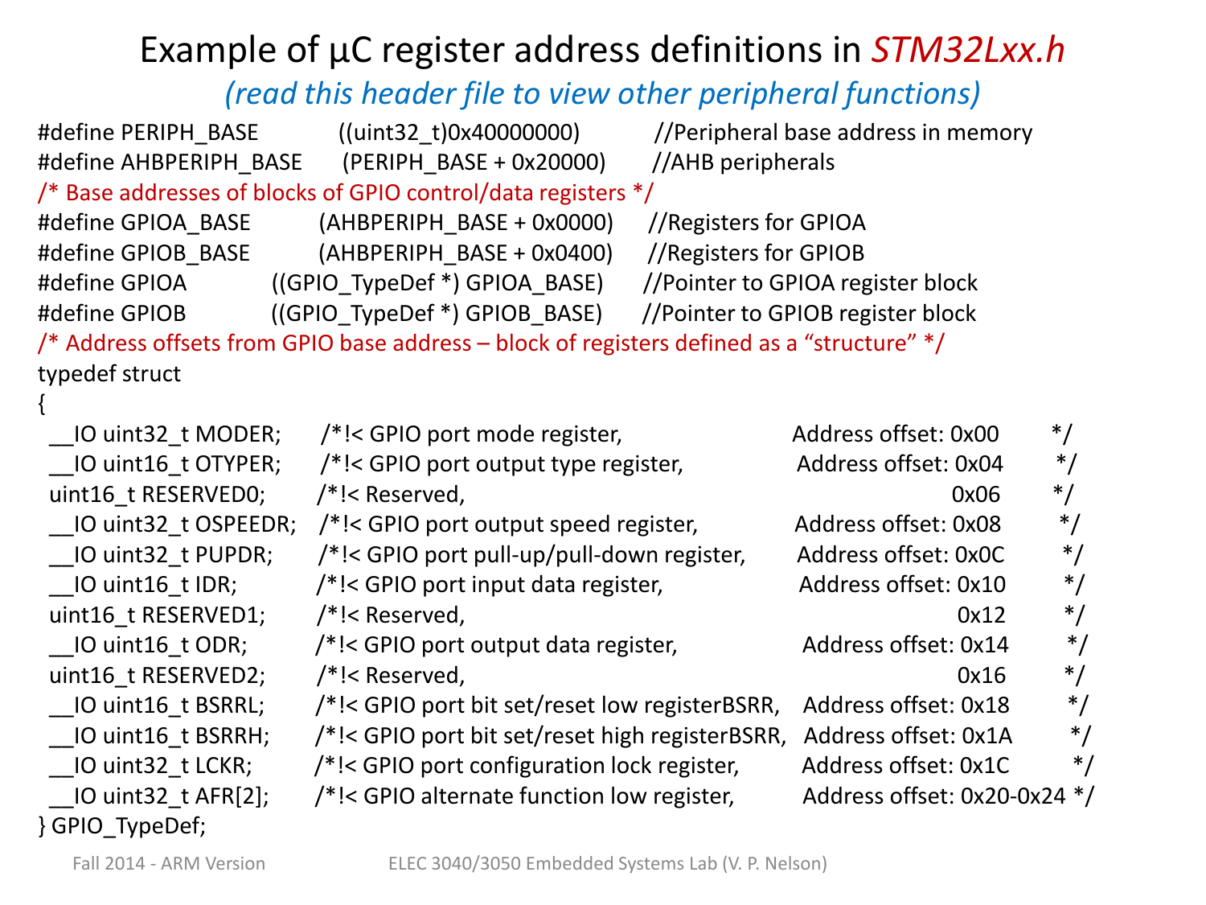# Example of µC register address definitions in *STM32Lxx.h*

*(read this header file to view other peripheral functions)*

```
#define PERIPH_BASE         ((uint32_t)0x40000000)      //Peripheral base address in memory
#define AHBPERIPH_BASE      (PERIPH_BASE + 0x20000)     //AHB peripherals
/* Base addresses of blocks of GPIO control/data registers */
#define GPIOA_BASE          (AHBPERIPH_BASE + 0x0000)   //Registers for GPIOA
#define GPIOB_BASE          (AHBPERIPH_BASE + 0x0400)   //Registers for GPIOB
#define GPIOA               ((GPIO_TypeDef *) GPIOA_BASE)   //Pointer to GPIOA register block
#define GPIOB               ((GPIO_TypeDef *) GPIOB_BASE)   //Pointer to GPIOB register block
/* Address offsets from GPIO base address – block of registers defined as a "structure" */
typedef struct
{
  __IO uint32_t MODER;     /*!< GPIO port mode register,                    Address offset: 0x00      */
  __IO uint16_t OTYPER;    /*!< GPIO port output type register,             Address offset: 0x04      */
  uint16_t RESERVED0;      /*!< Reserved,                                                   0x06      */
  __IO uint32_t OSPEEDR;   /*!< GPIO port output speed register,            Address offset: 0x08      */
  __IO uint32_t PUPDR;     /*!< GPIO port pull-up/pull-down register,       Address offset: 0x0C      */
  __IO uint16_t IDR;       /*!< GPIO port input data register,              Address offset: 0x10      */
  uint16_t RESERVED1;      /*!< Reserved,                                                   0x12      */
  __IO uint16_t ODR;       /*!< GPIO port output data register,             Address offset: 0x14      */
  uint16_t RESERVED2;      /*!< Reserved,                                                   0x16      */
  __IO uint16_t BSRRL;     /*!< GPIO port bit set/reset low registerBSRR,   Address offset: 0x18      */
  __IO uint16_t BSRRH;     /*!< GPIO port bit set/reset high registerBSRR,  Address offset: 0x1A      */
  __IO uint32_t LCKR;      /*!< GPIO port configuration lock register,      Address offset: 0x1C      */
  __IO uint32_t AFR[2];    /*!< GPIO alternate function low register,       Address offset: 0x20-0x24 */
} GPIO_TypeDef;
```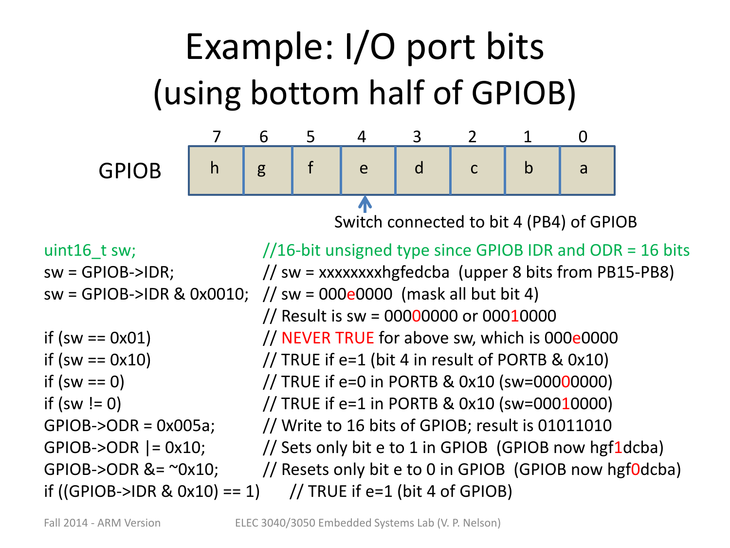# Example: I/O port bits (using bottom half of GPIOB)

| | 7 | 6 | 5 | 4 | 3 | 2 | 1 | 0 |
|---|---|---|---|---|---|---|---|---|
| GPIOB | h | g | f | e | d | c | b | a |

Switch connected to bit 4 (PB4) of GPIOB

```
uint16_t sw;                   //16-bit unsigned type since GPIOB IDR and ODR = 16 bits
sw = GPIOB->IDR;               // sw = xxxxxxxxhgfedcba  (upper 8 bits from PB15-PB8)
sw = GPIOB->IDR & 0x0010;      // sw = 000e0000  (mask all but bit 4)
                               // Result is sw = 00000000 or 00010000
if (sw == 0x01)                // NEVER TRUE for above sw, which is 000e0000
if (sw == 0x10)                // TRUE if e=1 (bit 4 in result of PORTB & 0x10)
if (sw == 0)                   // TRUE if e=0 in PORTB & 0x10 (sw=00000000)
if (sw != 0)                   // TRUE if e=1 in PORTB & 0x10 (sw=00010000)
GPIOB->ODR = 0x005a;           // Write to 16 bits of GPIOB; result is 01011010
GPIOB->ODR |= 0x10;            // Sets only bit e to 1 in GPIOB  (GPIOB now hgf1dcba)
GPIOB->ODR &= ~0x10;           // Resets only bit e to 0 in GPIOB  (GPIOB now hgf0dcba)
if ((GPIOB->IDR & 0x10) == 1)     // TRUE if e=1 (bit 4 of GPIOB)
```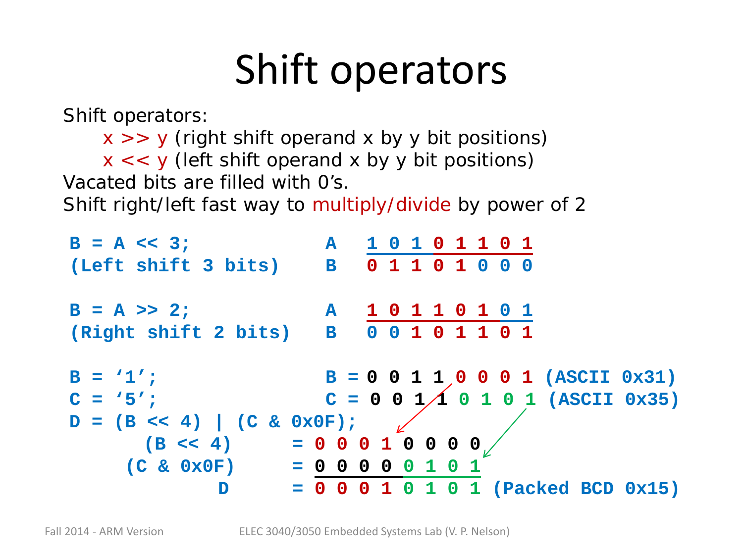# Shift operators

Shift operators:

- x >> y (right shift operand x by y bit positions)
- x << y (left shift operand x by y bit positions)

Vacated bits are filled with 0’s.

Shift right/left fast way to multiply/divide by power of 2

```
B = A << 3;              A   1 0 1 0 1 1 0 1
(Left shift 3 bits)      B   0 1 1 0 1 0 0 0

B = A >> 2;              A   1 0 1 1 0 1 0 1
(Right shift 2 bits)     B   0 0 1 0 1 1 0 1

B = ‘1’;                 B = 0 0 1 1 0 0 0 1 (ASCII 0x31)
C = ‘5’;                 C = 0 0 1 1 0 1 0 1 (ASCII 0x35)
D = (B << 4) | (C & 0x0F);
      (B << 4)       = 0 0 0 1 0 0 0 0
     (C & 0x0F)      = 0 0 0 0 0 1 0 1
            D        = 0 0 0 1 0 1 0 1 (Packed BCD 0x15)
```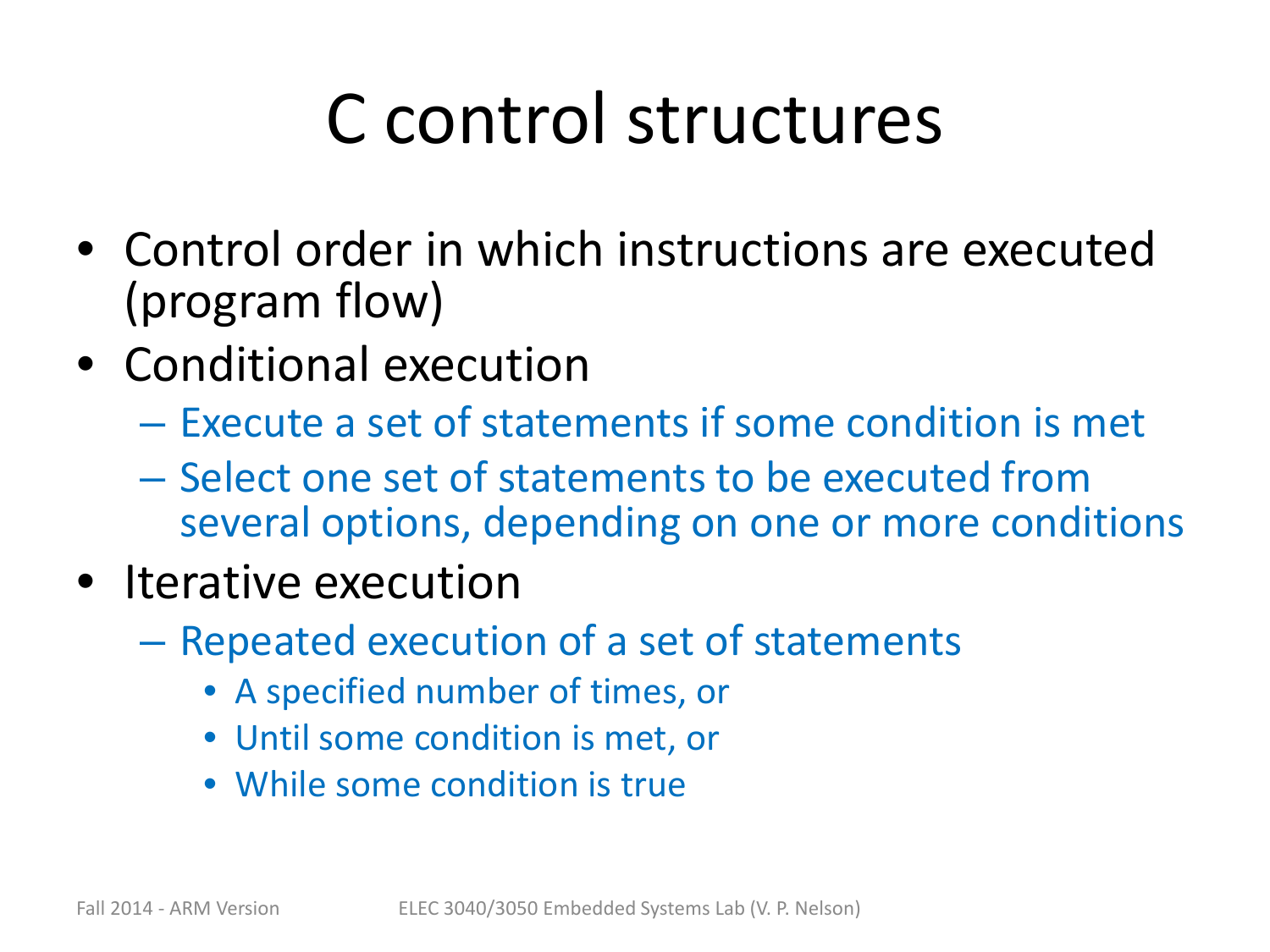# C control structures

- Control order in which instructions are executed (program flow)
- Conditional execution
  - Execute a set of statements if some condition is met
  - Select one set of statements to be executed from several options, depending on one or more conditions
- Iterative execution
  - Repeated execution of a set of statements
    - A specified number of times, or
    - Until some condition is met, or
    - While some condition is true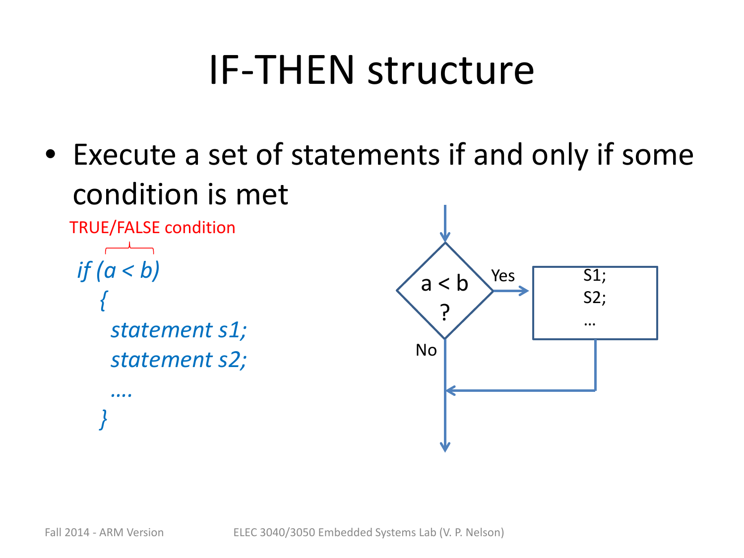# IF-THEN structure

- Execute a set of statements if and only if some condition is met

TRUE/FALSE condition

```
if (a < b)
  {
    statement s1;
    statement s2;
    ....
  }
```

a < b ?

Yes

No

S1;
S2;
…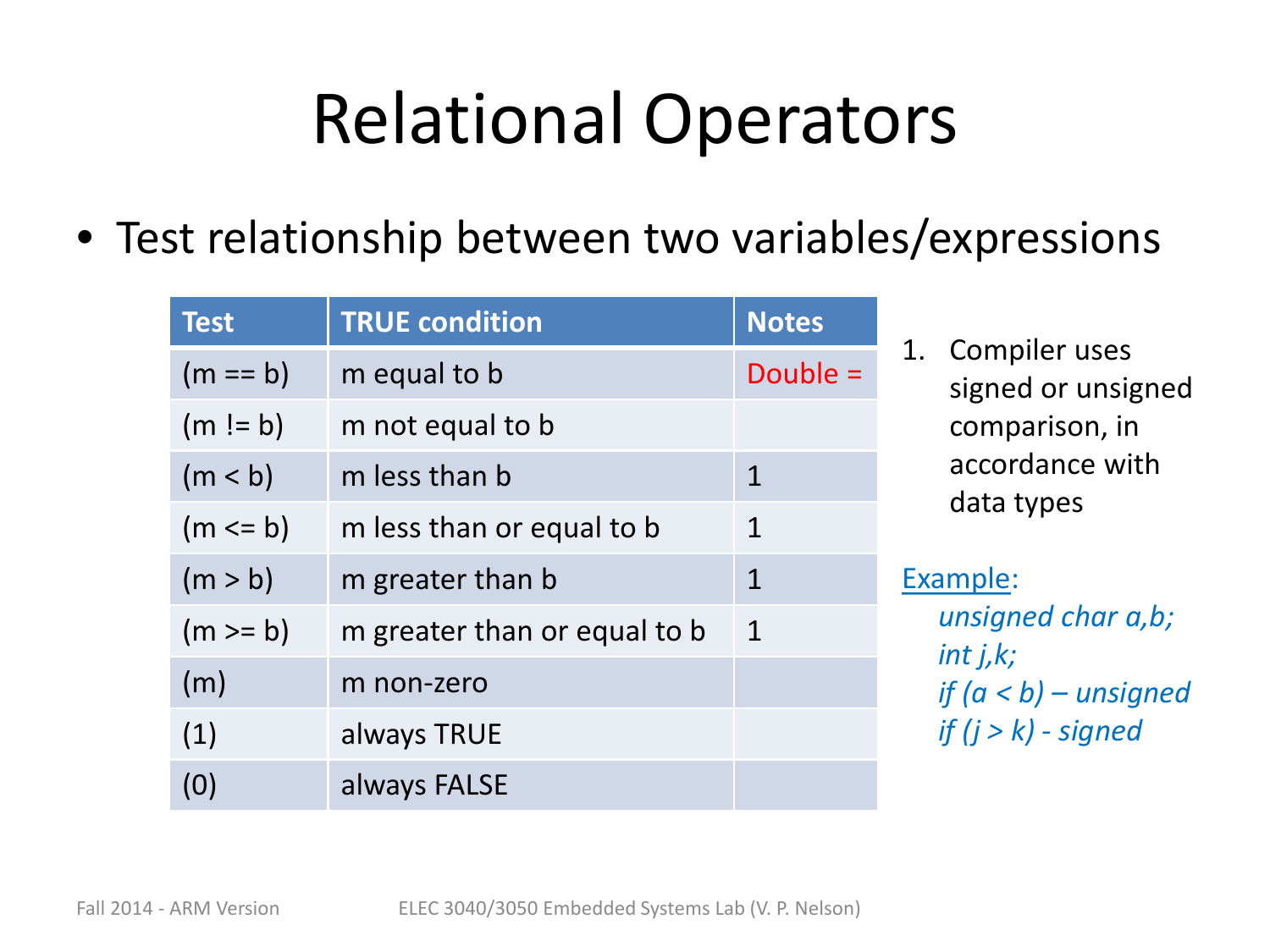# Relational Operators

- Test relationship between two variables/expressions

| Test | TRUE condition | Notes |
|---|---|---|
| (m == b) | m equal to b | Double = |
| (m != b) | m not equal to b | |
| (m < b) | m less than b | 1 |
| (m <= b) | m less than or equal to b | 1 |
| (m > b) | m greater than b | 1 |
| (m >= b) | m greater than or equal to b | 1 |
| (m) | m non-zero | |
| (1) | always TRUE | |
| (0) | always FALSE | |

1. Compiler uses signed or unsigned comparison, in accordance with data types

Example:

*unsigned char a,b;*
*int j,k;*
*if (a < b) – unsigned*
*if (j > k) - signed*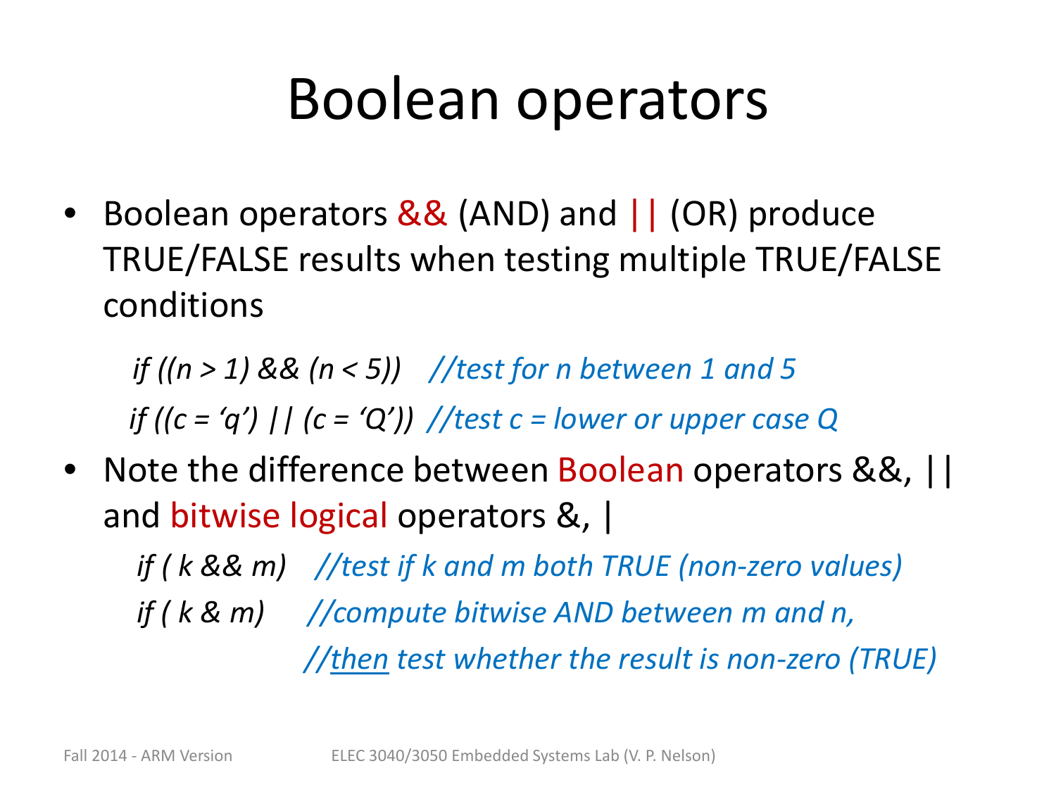# Boolean operators

- Boolean operators && (AND) and || (OR) produce TRUE/FALSE results when testing multiple TRUE/FALSE conditions

```
if ((n > 1) && (n < 5))    //test for n between 1 and 5
if ((c = 'q') || (c = 'Q')) //test c = lower or upper case Q
```

- Note the difference between Boolean operators &&, || and bitwise logical operators &, |

```
if ( k && m)    //test if k and m both TRUE (non-zero values)
if ( k & m)     //compute bitwise AND between m and n,
                //then test whether the result is non-zero (TRUE)
```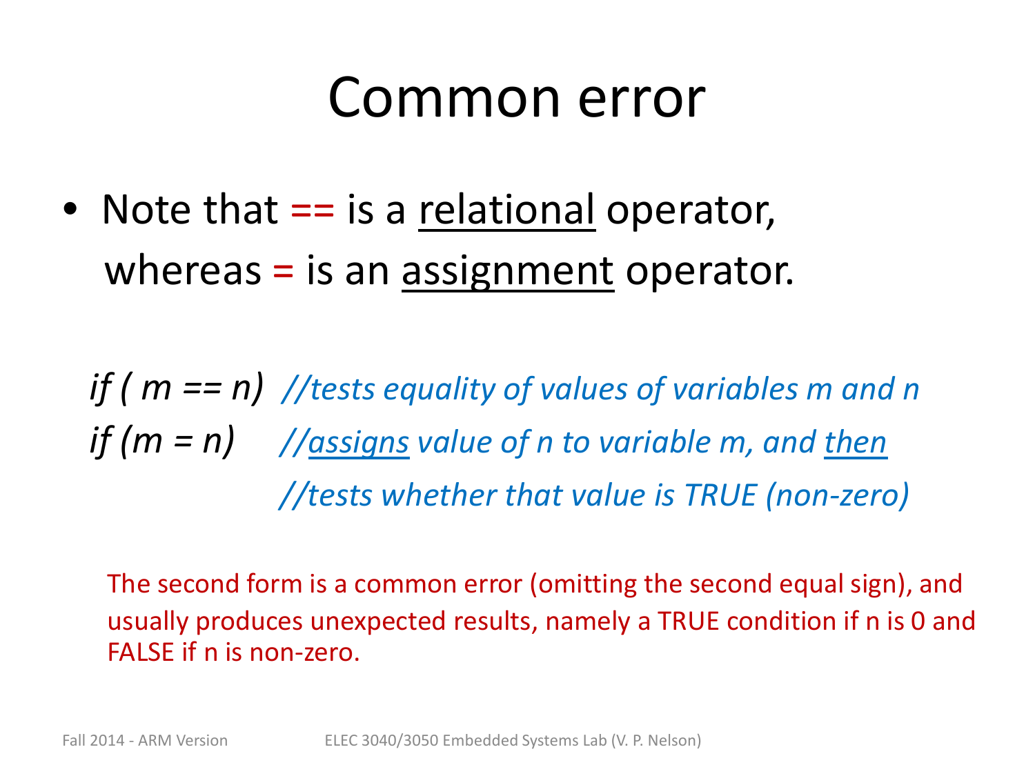# Common error

- Note that == is a <u>relational</u> operator, whereas = is an <u>assignment</u> operator.

```
if ( m == n)  //tests equality of values of variables m and n
if (m = n)    //assigns value of n to variable m, and then
              //tests whether that value is TRUE (non-zero)
```

The second form is a common error (omitting the second equal sign), and usually produces unexpected results, namely a TRUE condition if n is 0 and FALSE if n is non-zero.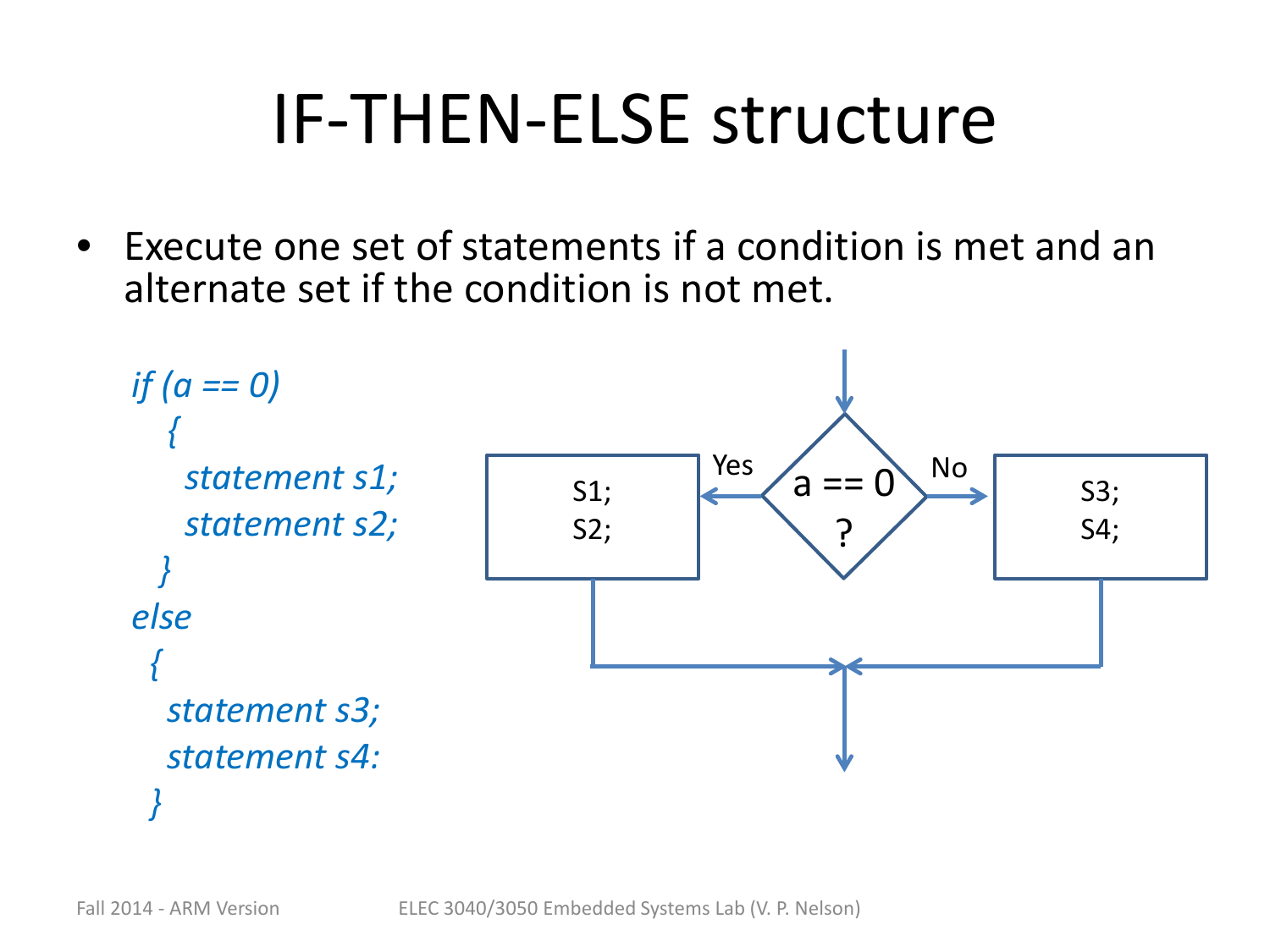# IF-THEN-ELSE structure

- Execute one set of statements if a condition is met and an alternate set if the condition is not met.

```
if (a == 0)
  {
    statement s1;
    statement s2;
  }
else
 {
   statement s3;
   statement s4:
 }
```

a == 0 ?

Yes

No

S1;
S2;

S3;
S4;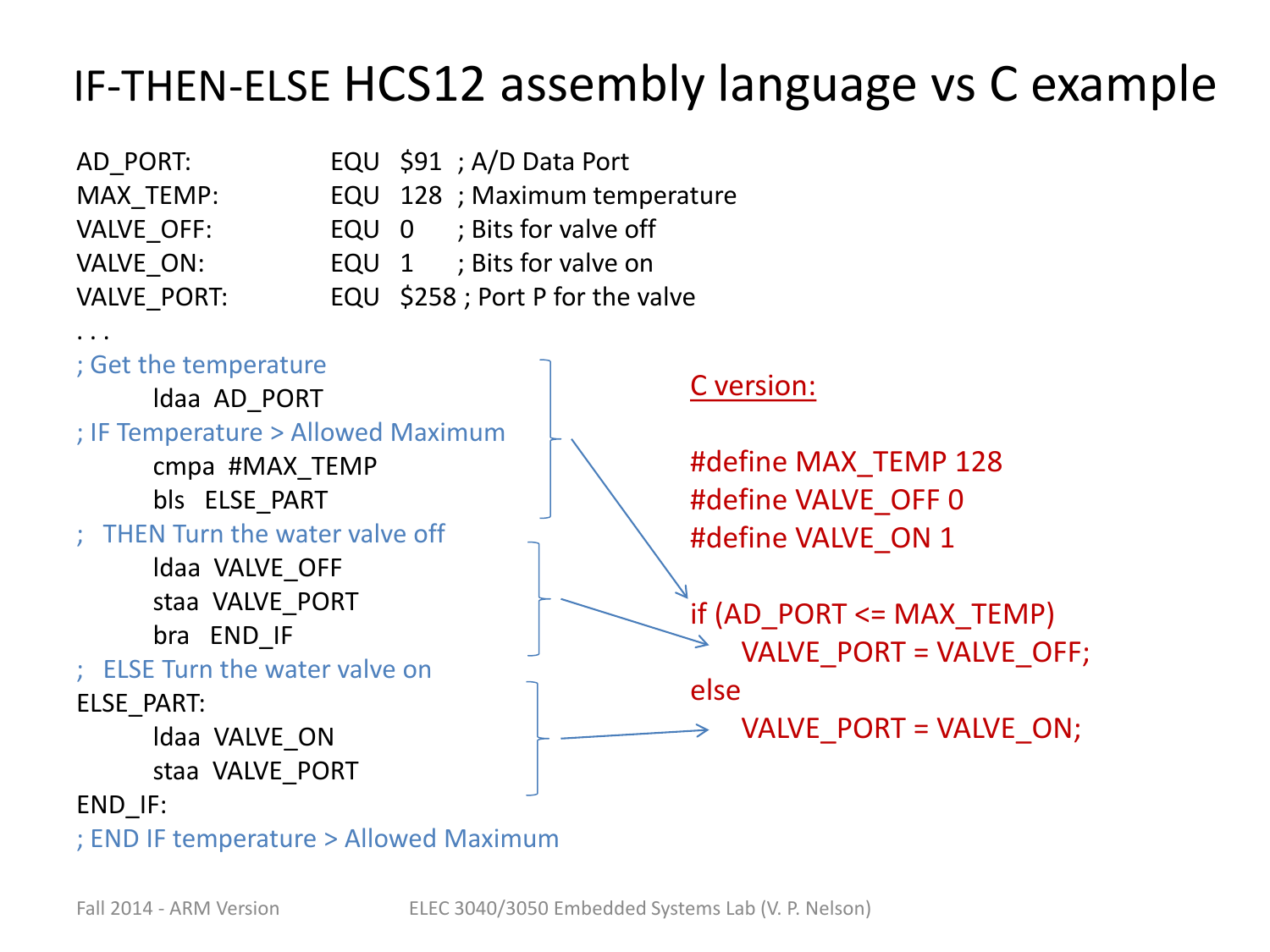# IF-THEN-ELSE HCS12 assembly language vs C example

```
AD_PORT:        EQU  $91  ; A/D Data Port
MAX_TEMP:       EQU  128  ; Maximum temperature
VALVE_OFF:      EQU  0    ; Bits for valve off
VALVE_ON:       EQU  1    ; Bits for valve on
VALVE_PORT:     EQU  $258 ; Port P for the valve
. . .
; Get the temperature
        ldaa  AD_PORT
; IF Temperature > Allowed Maximum
        cmpa  #MAX_TEMP
        bls   ELSE_PART
;   THEN Turn the water valve off
        ldaa  VALVE_OFF
        staa  VALVE_PORT
        bra   END_IF
;   ELSE Turn the water valve on
ELSE_PART:
        ldaa  VALVE_ON
        staa  VALVE_PORT
END_IF:
; END IF temperature > Allowed Maximum
```

C version:

```c
#define MAX_TEMP 128
#define VALVE_OFF 0
#define VALVE_ON 1

if (AD_PORT <= MAX_TEMP)
    VALVE_PORT = VALVE_OFF;
else
    VALVE_PORT = VALVE_ON;
```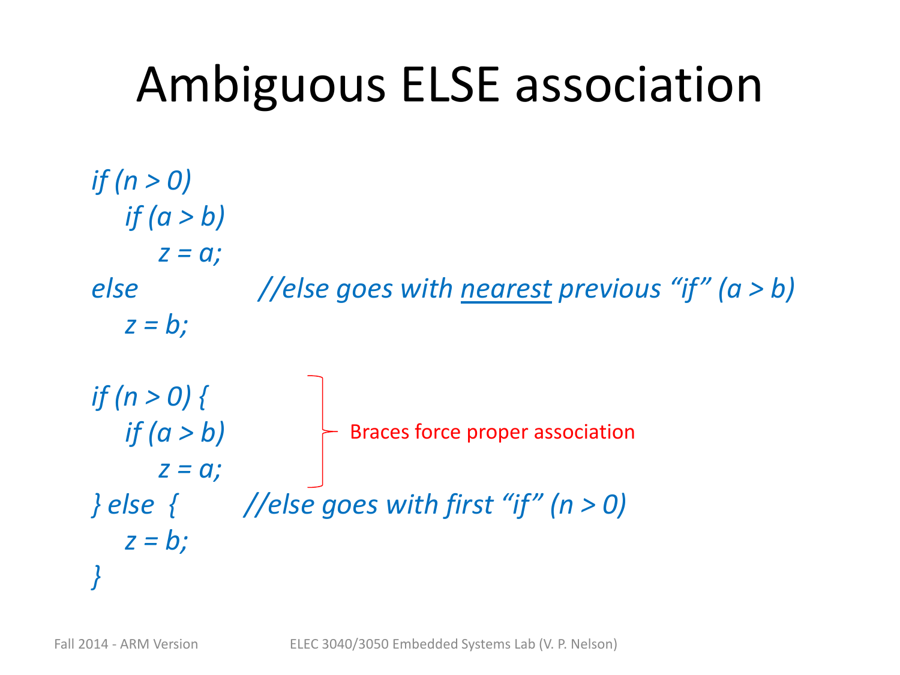# Ambiguous ELSE association

```
if (n > 0)
    if (a > b)
        z = a;
else                //else goes with nearest previous "if" (a > b)
    z = b;
```

```
if (n > 0) {
    if (a > b)
        z = a;
} else  {          //else goes with first "if" (n > 0)
    z = b;
}
```

Braces force proper association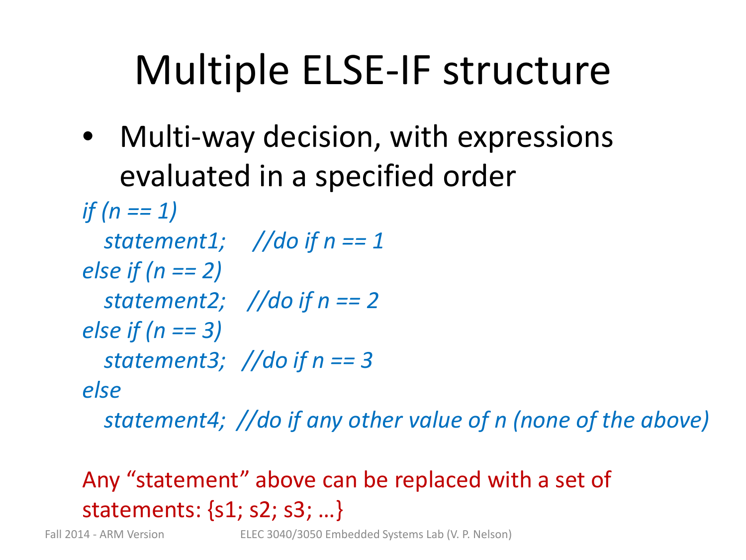# Multiple ELSE-IF structure

- Multi-way decision, with expressions evaluated in a specified order

```
if (n == 1)
   statement1;    //do if n == 1
else if (n == 2)
   statement2;   //do if n == 2
else if (n == 3)
   statement3;  //do if n == 3
else
   statement4;  //do if any other value of n (none of the above)
```

Any “statement” above can be replaced with a set of statements: {s1; s2; s3; …}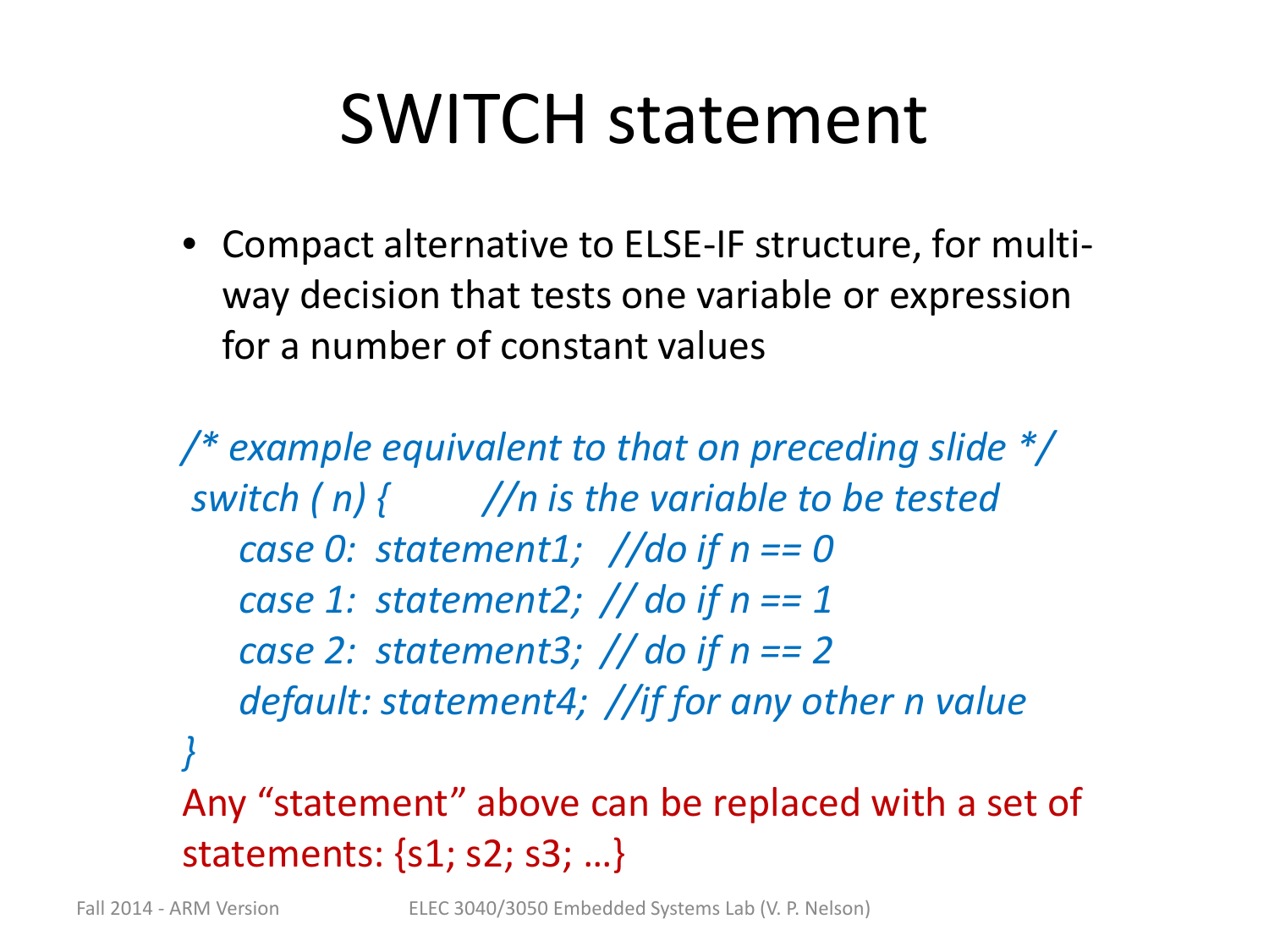# SWITCH statement

- Compact alternative to ELSE-IF structure, for multi-way decision that tests one variable or expression for a number of constant values

```
/* example equivalent to that on preceding slide */
 switch ( n) {        //n is the variable to be tested
    case 0:  statement1;   //do if n == 0
    case 1:  statement2;  // do if n == 1
    case 2:  statement3;  // do if n == 2
    default: statement4;  //if for any other n value
}
```

Any “statement” above can be replaced with a set of statements: {s1; s2; s3; …}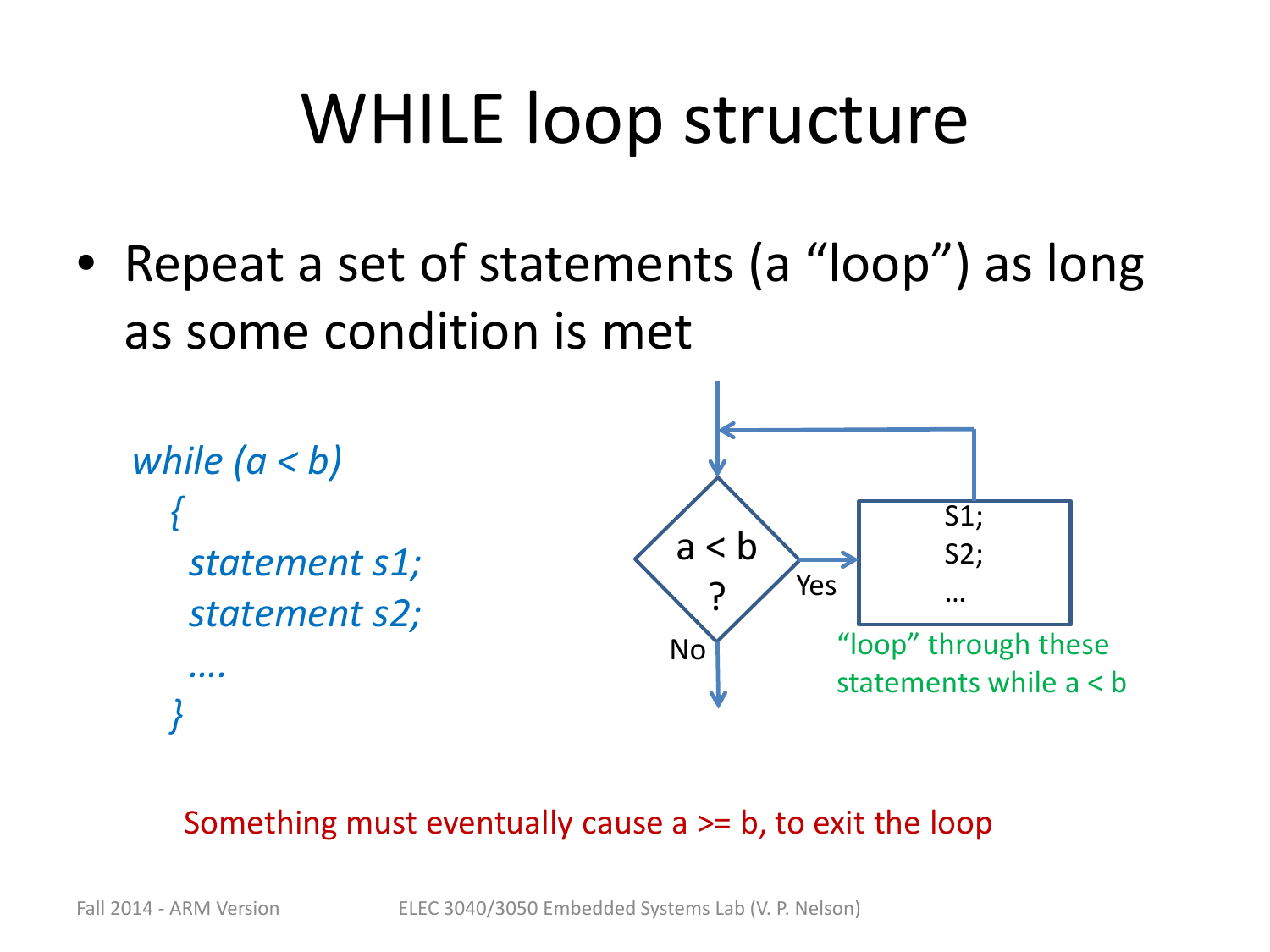# WHILE loop structure

- Repeat a set of statements (a "loop") as long as some condition is met

```
while (a < b)
  {
   statement s1;
   statement s2;
   ….
  }
```

a < b ? — Yes → S1; S2; … (loop back) — No → exit

"loop" through these statements while a < b

Something must eventually cause a >= b, to exit the loop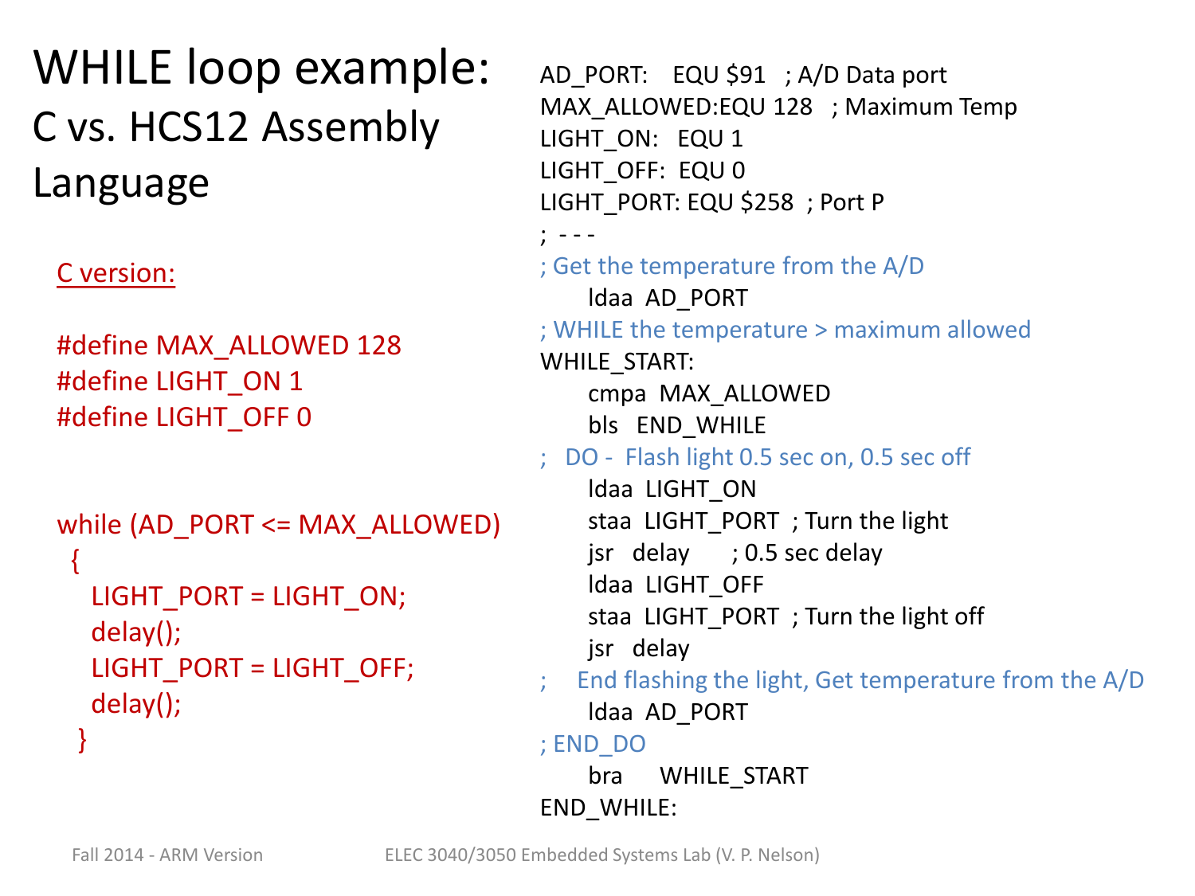# WHILE loop example:

## C vs. HCS12 Assembly Language

C version:

```c
#define MAX_ALLOWED 128
#define LIGHT_ON 1
#define LIGHT_OFF 0


while (AD_PORT <= MAX_ALLOWED)
 {
   LIGHT_PORT = LIGHT_ON;
   delay();
   LIGHT_PORT = LIGHT_OFF;
   delay();
  }
```

```
AD_PORT:    EQU $91   ; A/D Data port
MAX_ALLOWED:EQU 128   ; Maximum Temp
LIGHT_ON:   EQU 1
LIGHT_OFF:  EQU 0
LIGHT_PORT: EQU $258  ; Port P
; - - -
; Get the temperature from the A/D
      ldaa  AD_PORT
; WHILE the temperature > maximum allowed
WHILE_START:
      cmpa  MAX_ALLOWED
      bls   END_WHILE
;   DO -  Flash light 0.5 sec on, 0.5 sec off
      ldaa  LIGHT_ON
      staa  LIGHT_PORT  ; Turn the light
      jsr   delay       ; 0.5 sec delay
      ldaa  LIGHT_OFF
      staa  LIGHT_PORT  ; Turn the light off
      jsr   delay
;    End flashing the light, Get temperature from the A/D
      ldaa  AD_PORT
; END_DO
      bra      WHILE_START
END_WHILE:
```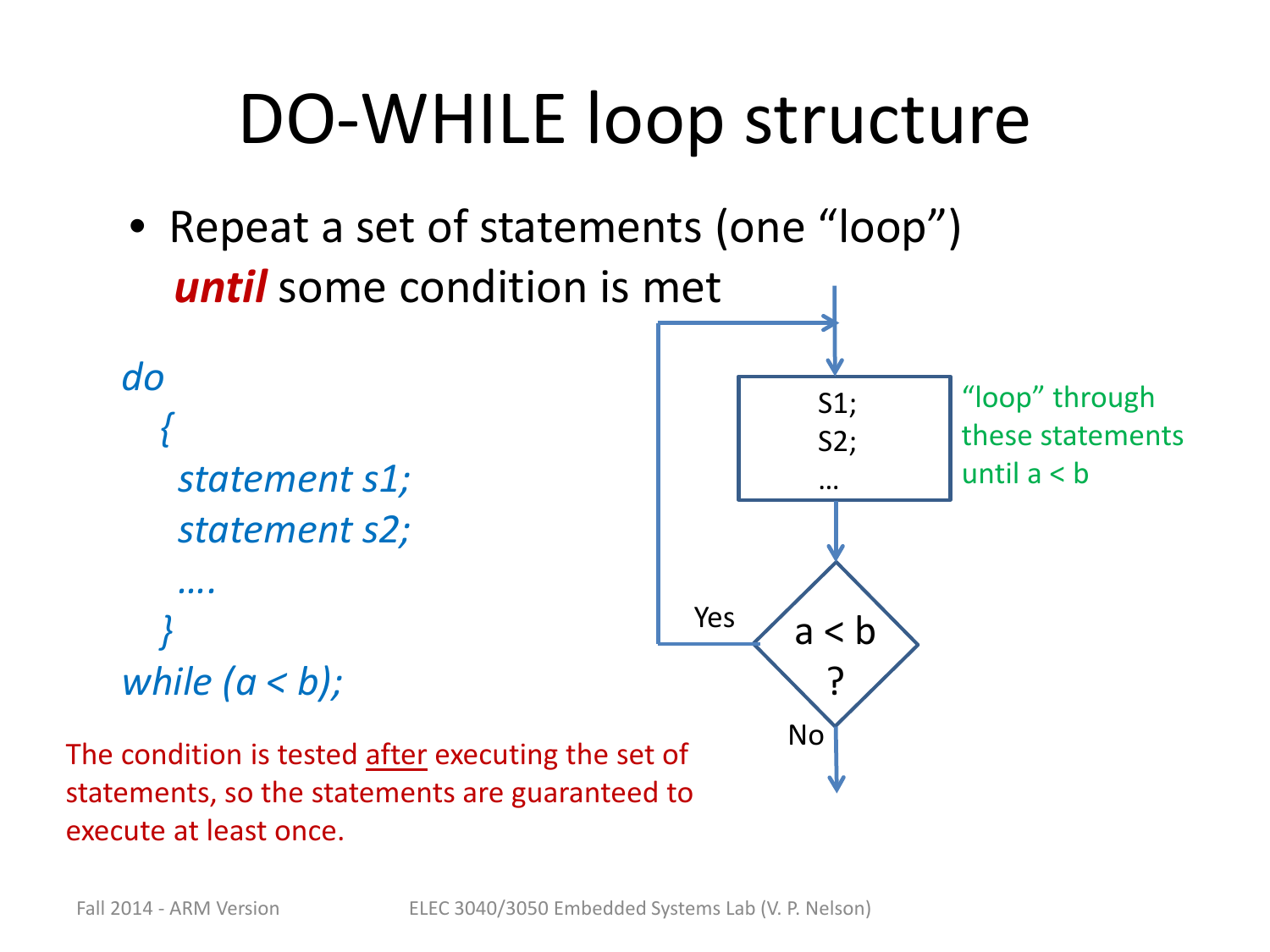# DO-WHILE loop structure

- Repeat a set of statements (one "loop") ***until*** some condition is met

```
do
  {
   statement s1;
   statement s2;
   ....
  }
while (a < b);
```

The condition is tested <u>after</u> executing the set of statements, so the statements are guaranteed to execute at least once.

S1;
S2;
…

"loop" through these statements until a < b

a < b ?

Yes

No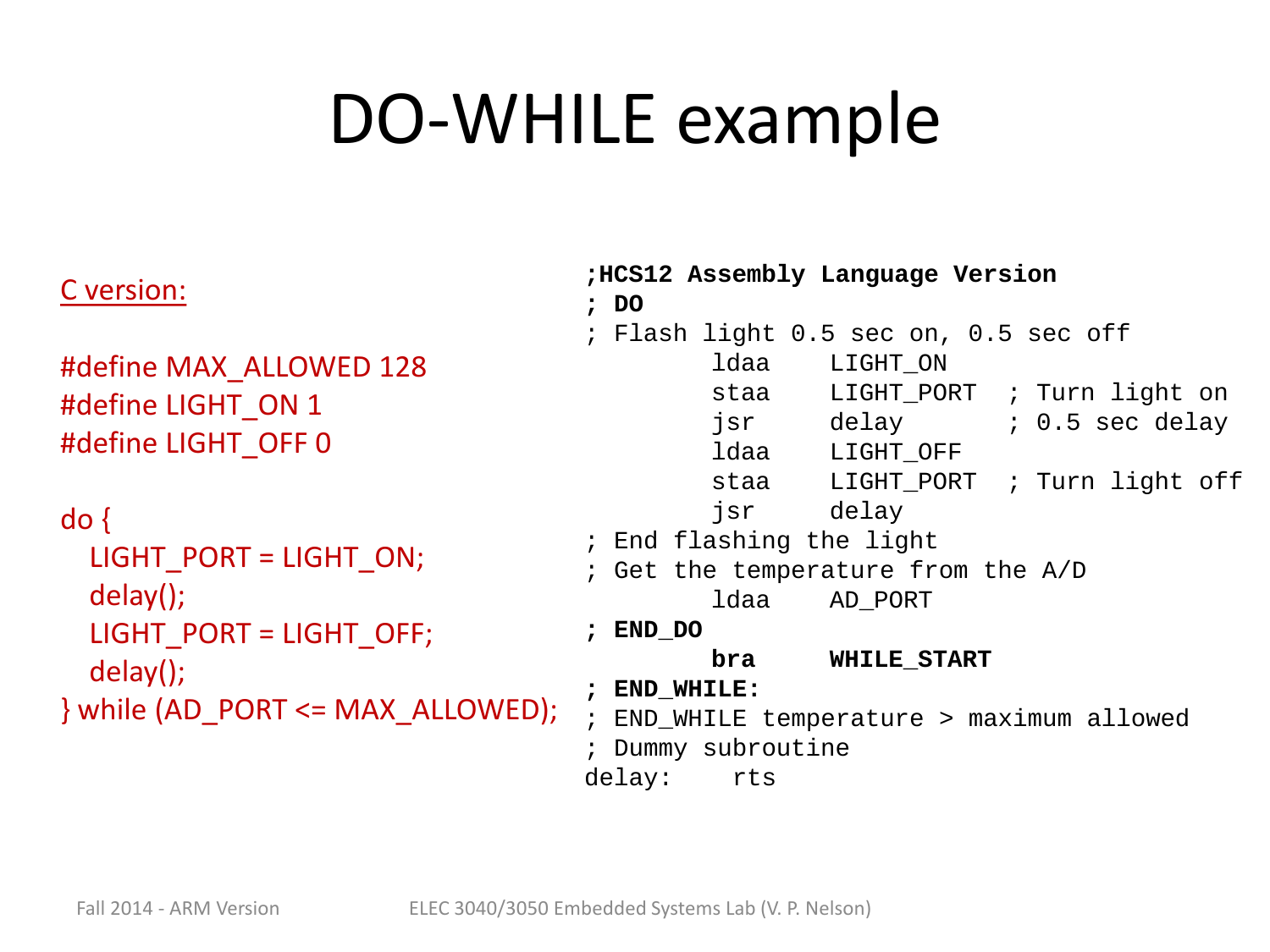# DO-WHILE example

C version:

```c
#define MAX_ALLOWED 128
#define LIGHT_ON 1
#define LIGHT_OFF 0

do {
  LIGHT_PORT = LIGHT_ON;
  delay();
  LIGHT_PORT = LIGHT_OFF;
  delay();
} while (AD_PORT <= MAX_ALLOWED);
```

```
;HCS12 Assembly Language Version
; DO
; Flash light 0.5 sec on, 0.5 sec off
        ldaa    LIGHT_ON
        staa    LIGHT_PORT  ; Turn light on
        jsr     delay       ; 0.5 sec delay
        ldaa    LIGHT_OFF
        staa    LIGHT_PORT  ; Turn light off
        jsr     delay
; End flashing the light
; Get the temperature from the A/D
        ldaa    AD_PORT
; END_DO
        bra     WHILE_START
; END_WHILE:
; END_WHILE temperature > maximum allowed
; Dummy subroutine
delay:    rts
```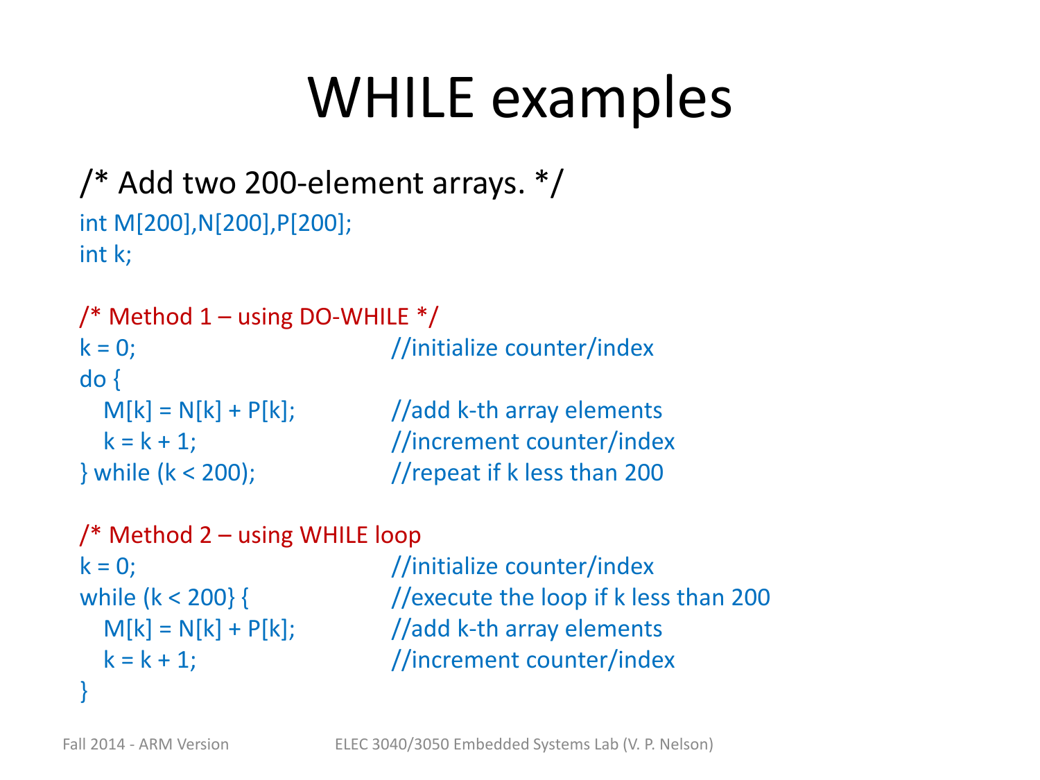# WHILE examples

/* Add two 200-element arrays. */

```
int M[200],N[200],P[200];
int k;

/* Method 1 – using DO-WHILE */
k = 0;                      //initialize counter/index
do {
   M[k] = N[k] + P[k];      //add k-th array elements
   k = k + 1;               //increment counter/index
} while (k < 200);          //repeat if k less than 200

/* Method 2 – using WHILE loop */
k = 0;                      //initialize counter/index
while (k < 200} {           //execute the loop if k less than 200
   M[k] = N[k] + P[k];      //add k-th array elements
   k = k + 1;               //increment counter/index
}
```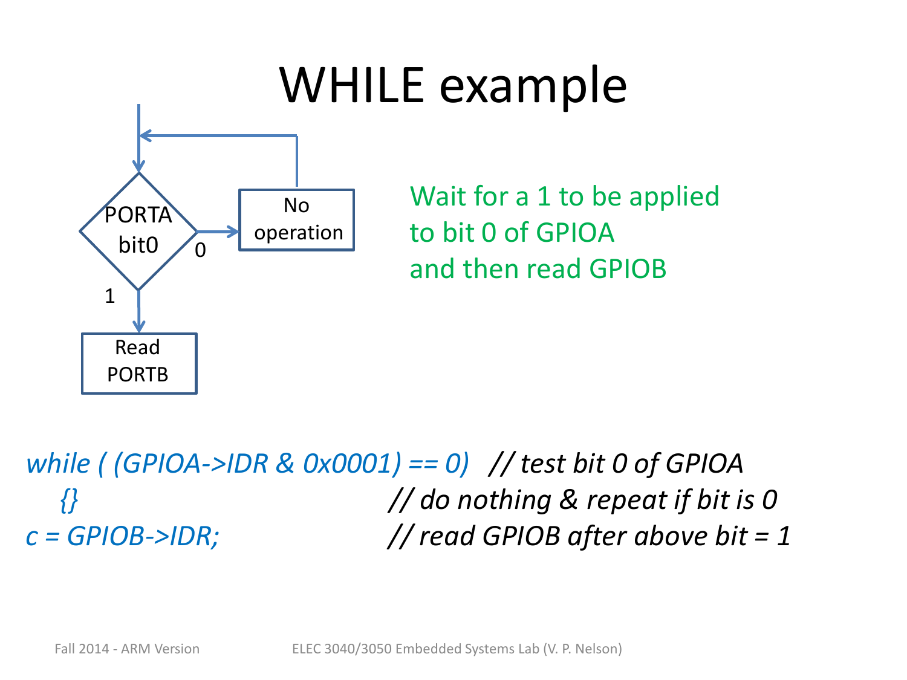# WHILE example

PORTA bit0 — 0 → No operation (loop back)
1 → Read PORTB

Wait for a 1 to be applied to bit 0 of GPIOA and then read GPIOB

```
while ( (GPIOA->IDR & 0x0001) == 0)   // test bit 0 of GPIOA
    {}                                // do nothing & repeat if bit is 0
c = GPIOB->IDR;                       // read GPIOB after above bit = 1
```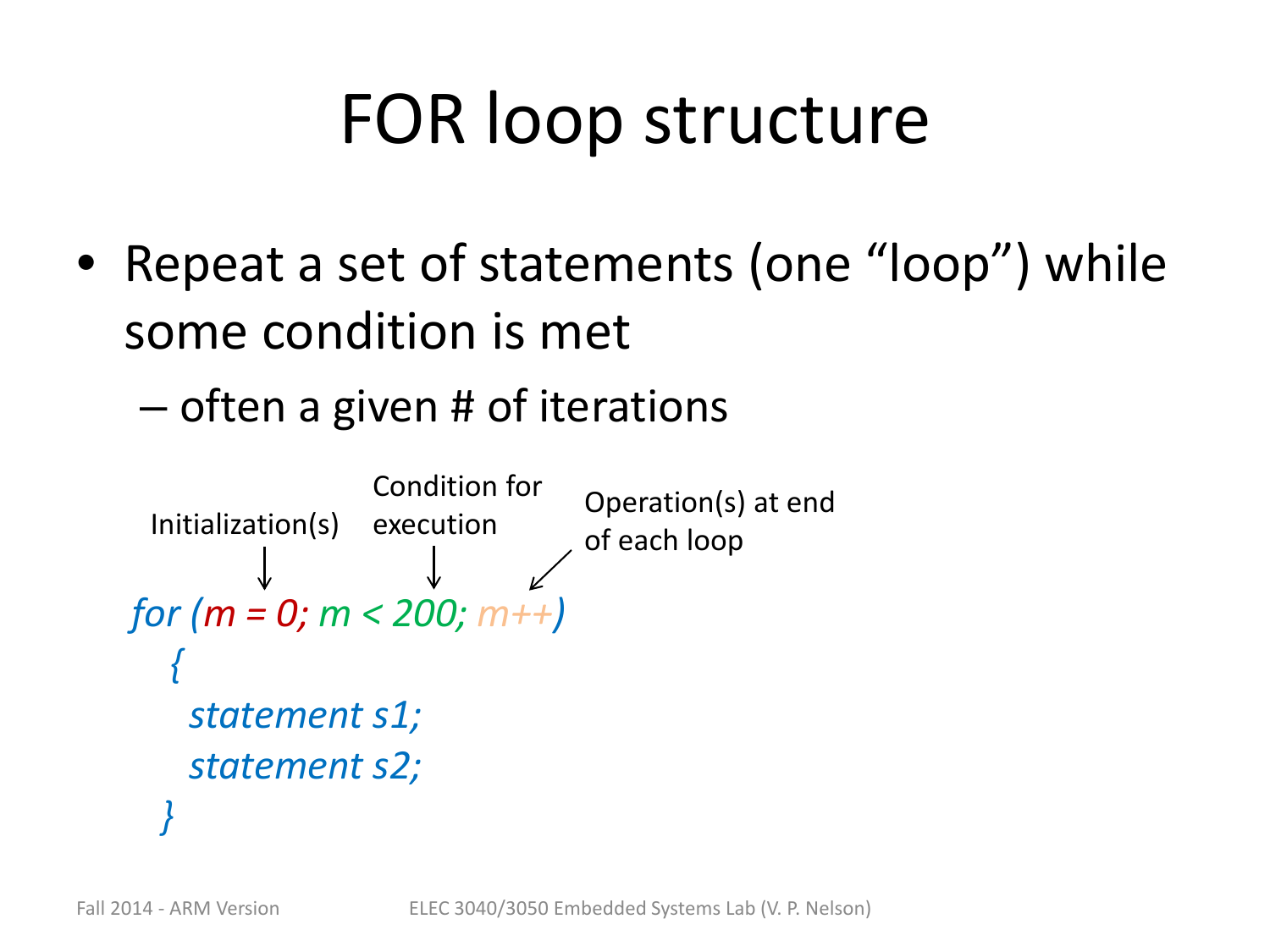# FOR loop structure

- Repeat a set of statements (one "loop") while some condition is met
  - often a given # of iterations

Initialization(s) → `m = 0`

Condition for execution → `m < 200`

Operation(s) at end of each loop → `m++`

```
for (m = 0; m < 200; m++)
  {
    statement s1;
    statement s2;
  }
```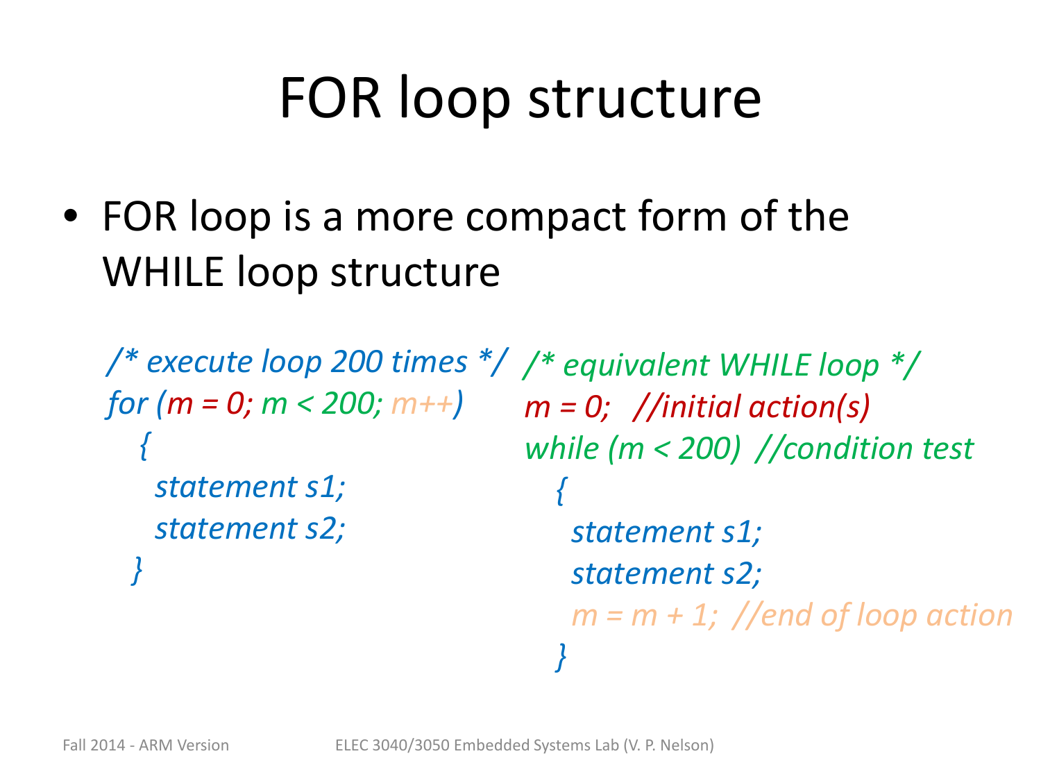# FOR loop structure

- FOR loop is a more compact form of the WHILE loop structure

```
/* execute loop 200 times */
for (m = 0; m < 200; m++)
  {
    statement s1;
    statement s2;
  }
```

```
/* equivalent WHILE loop */
m = 0;   //initial action(s)
while (m < 200)  //condition test
  {
    statement s1;
    statement s2;
    m = m + 1;  //end of loop action
  }
```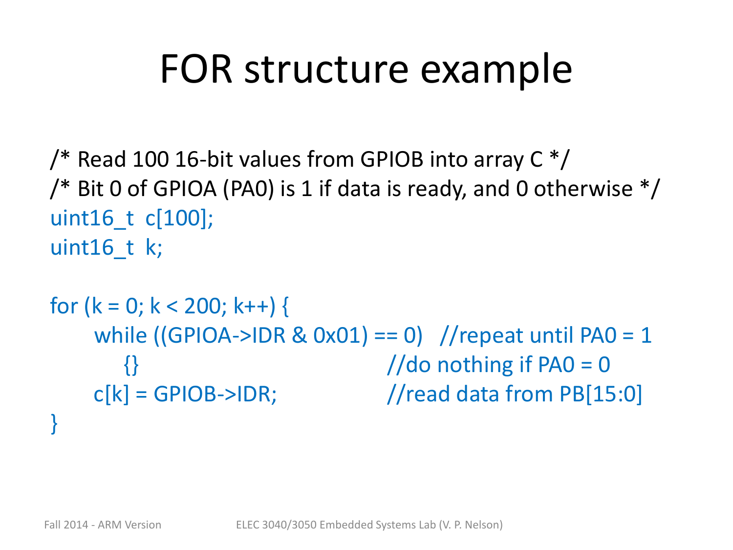# FOR structure example

```
/* Read 100 16-bit values from GPIOB into array C */
/* Bit 0 of GPIOA (PA0) is 1 if data is ready, and 0 otherwise */
uint16_t  c[100];
uint16_t  k;

for (k = 0; k < 200; k++) {
    while ((GPIOA->IDR & 0x01) == 0)   //repeat until PA0 = 1
        {}                             //do nothing if PA0 = 0
    c[k] = GPIOB->IDR;                 //read data from PB[15:0]
}
```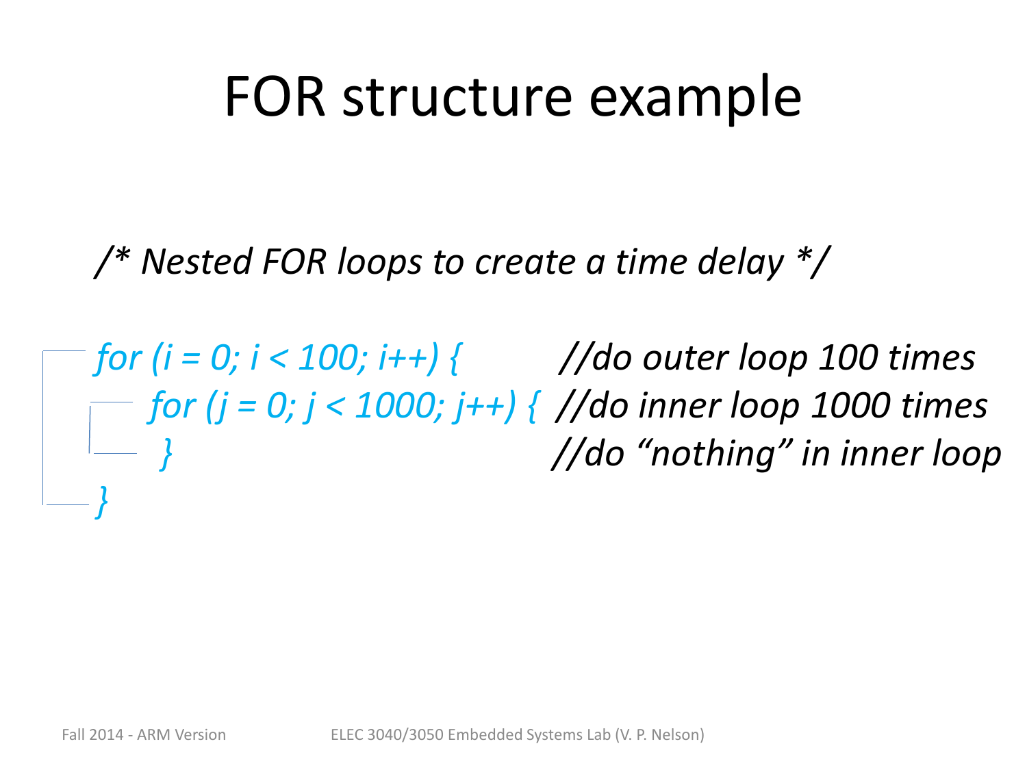# FOR structure example

*/* Nested FOR loops to create a time delay */*

```
for (i = 0; i < 100; i++) {         //do outer loop 100 times
    for (j = 0; j < 1000; j++) {  //do inner loop 1000 times
    }                               //do "nothing" in inner loop
}
```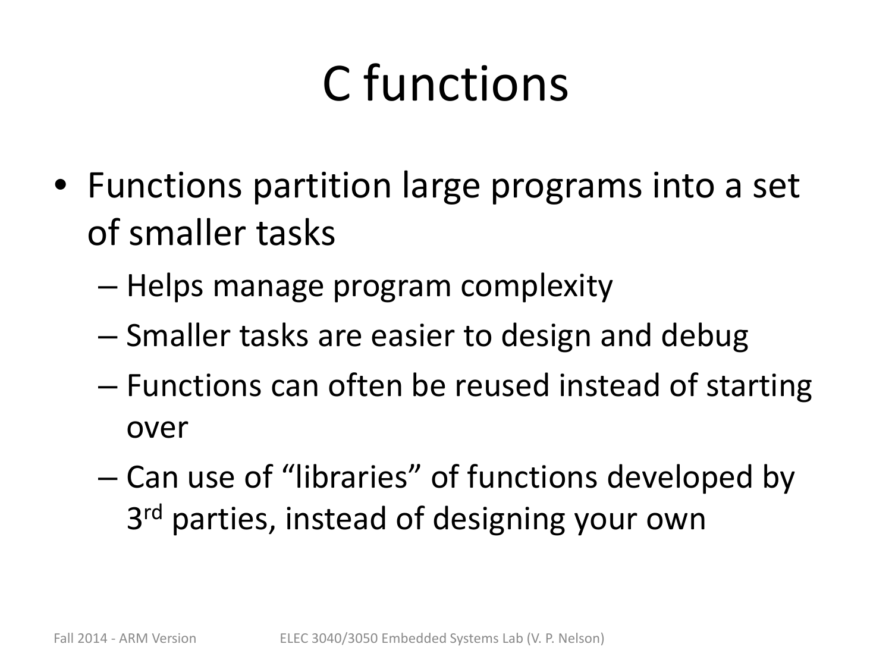# C functions

- Functions partition large programs into a set of smaller tasks
  - Helps manage program complexity
  - Smaller tasks are easier to design and debug
  - Functions can often be reused instead of starting over
  - Can use of "libraries" of functions developed by 3rd parties, instead of designing your own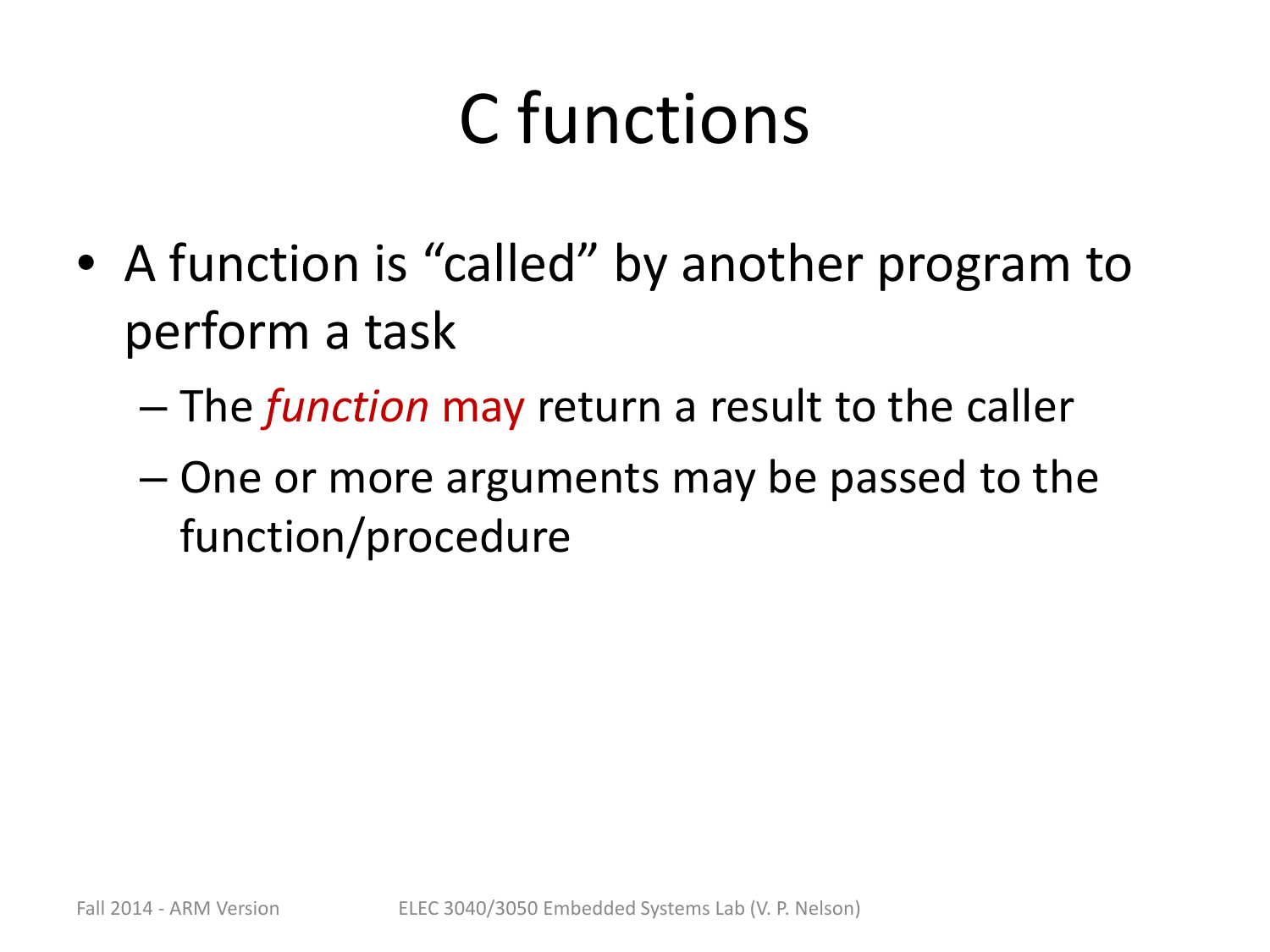# C functions

- A function is "called" by another program to perform a task
  - The *function* may return a result to the caller
  - One or more arguments may be passed to the function/procedure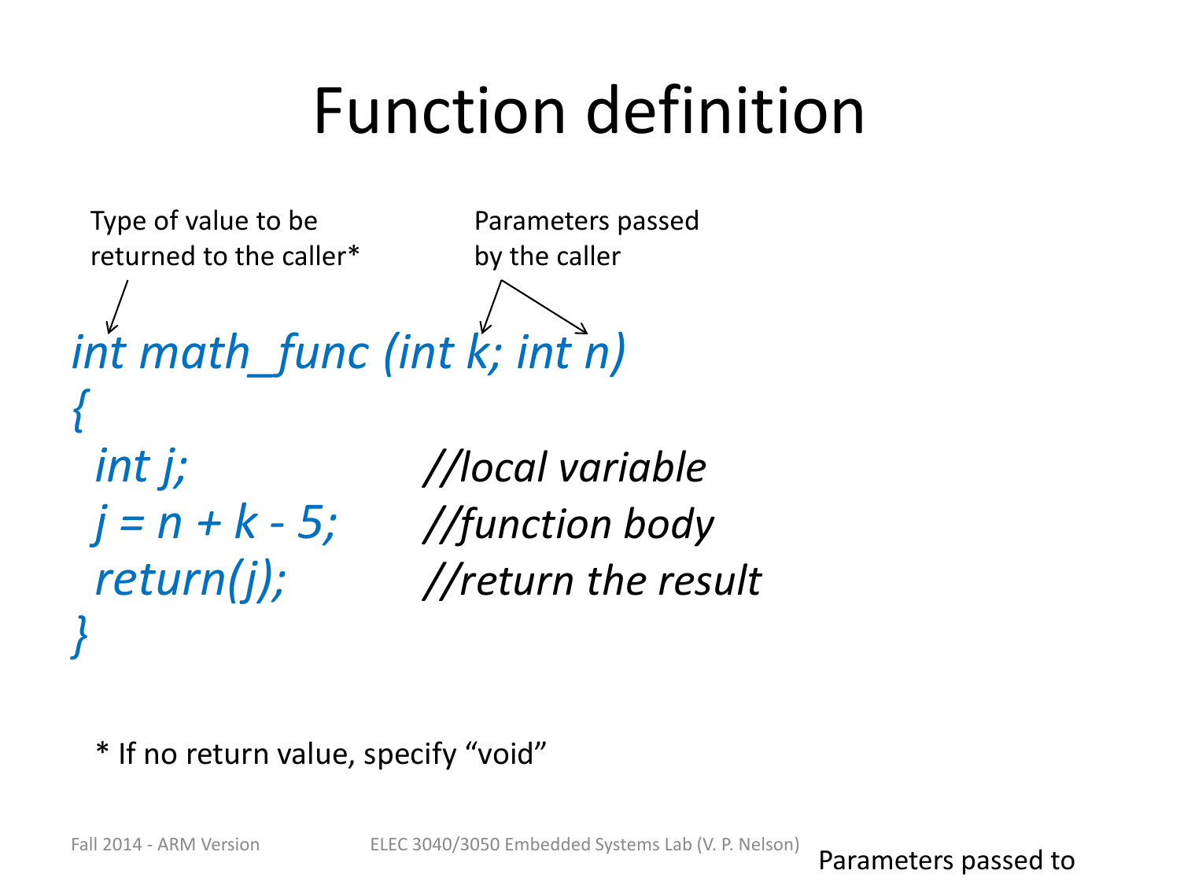# Function definition

Type of value to be returned to the caller*

Parameters passed by the caller

```
int math_func (int k; int n)
{
  int j;            //local variable
  j = n + k - 5;    //function body
  return(j);        //return the result
}
```

* If no return value, specify "void"

Parameters passed to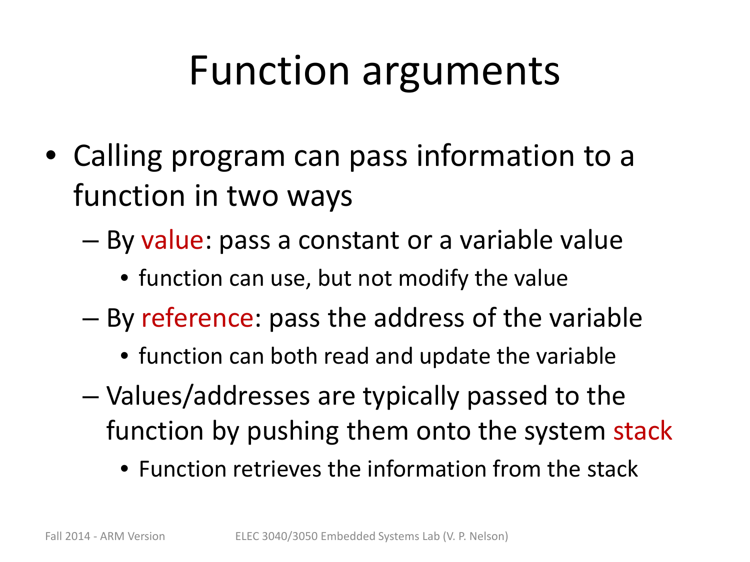# Function arguments

- Calling program can pass information to a function in two ways
  - By value: pass a constant or a variable value
    - function can use, but not modify the value
  - By reference: pass the address of the variable
    - function can both read and update the variable
  - Values/addresses are typically passed to the function by pushing them onto the system stack
    - Function retrieves the information from the stack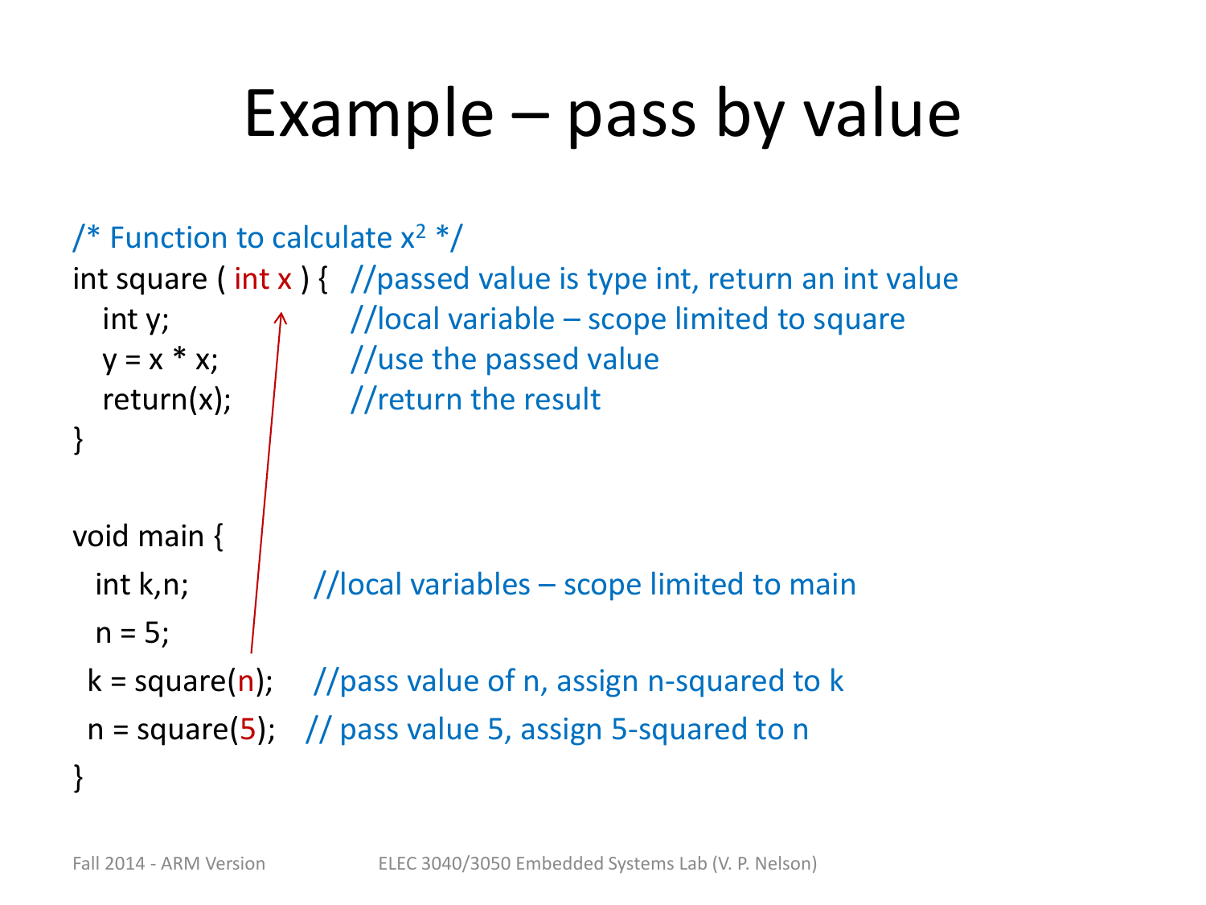# Example – pass by value

```
/* Function to calculate x2 */
int square ( int x ) {   //passed value is type int, return an int value
   int y;                //local variable – scope limited to square
   y = x * x;            //use the passed value
   return(x);            //return the result
}

void main {
  int k,n;             //local variables – scope limited to main
  n = 5;
 k = square(n);     //pass value of n, assign n-squared to k
 n = square(5);    // pass value 5, assign 5-squared to n
}
```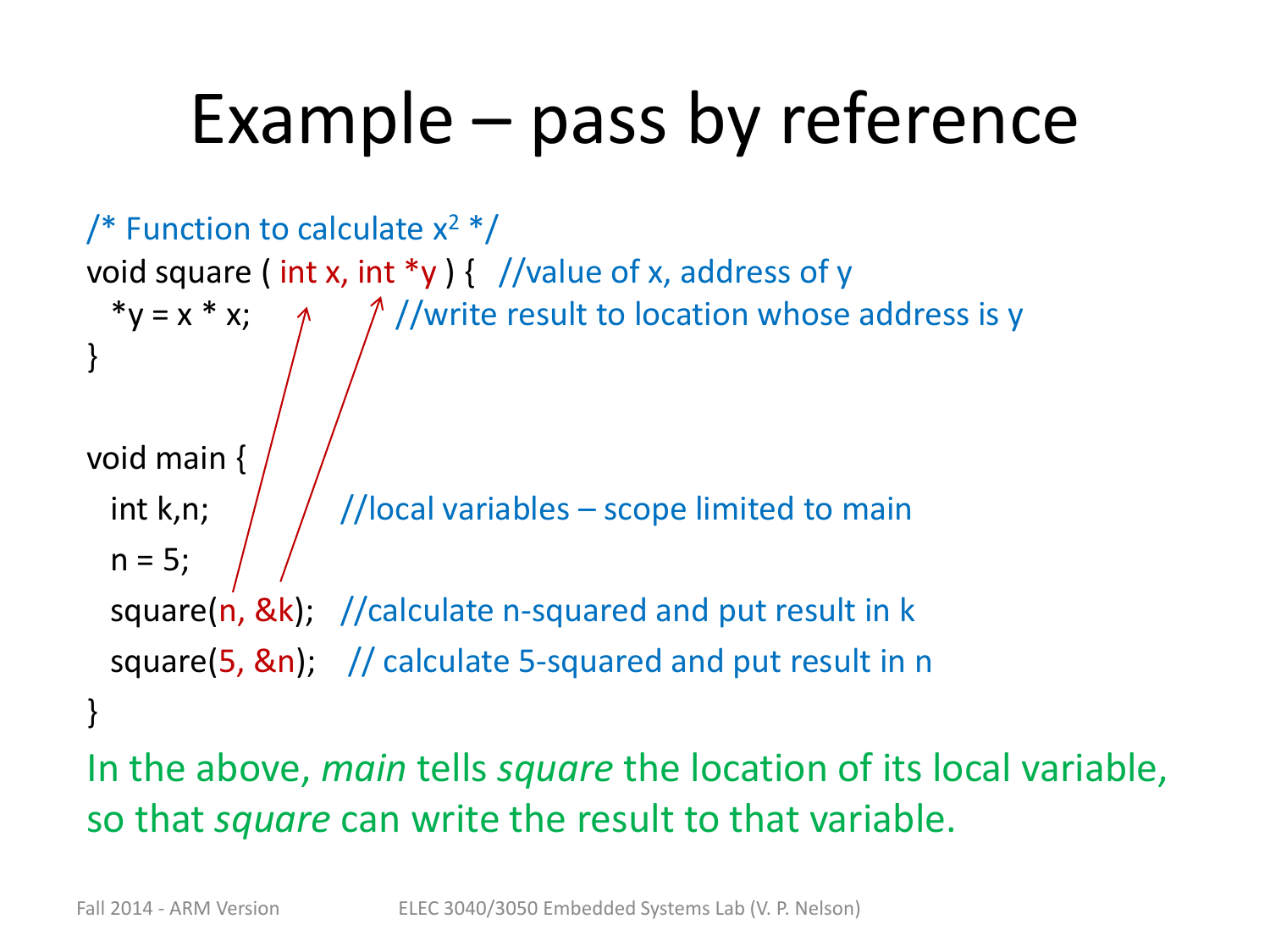# Example – pass by reference

```
/* Function to calculate x² */
void square ( int x, int *y ) {   //value of x, address of y
  *y = x * x;                      //write result to location whose address is y
}

void main {
  int k,n;          //local variables – scope limited to main
  n = 5;
  square(n, &k);    //calculate n-squared and put result in k
  square(5, &n);    // calculate 5-squared and put result in n
}
```

In the above, *main* tells *square* the location of its local variable, so that *square* can write the result to that variable.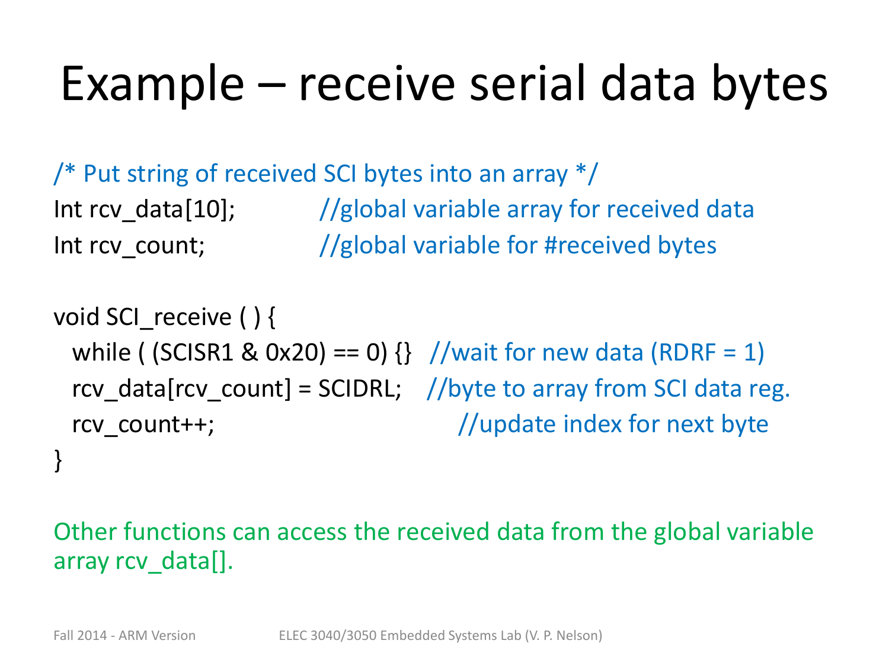# Example – receive serial data bytes

```
/* Put string of received SCI bytes into an array */
Int rcv_data[10];          //global variable array for received data
Int rcv_count;             //global variable for #received bytes

void SCI_receive ( ) {
  while ( (SCISR1 & 0x20) == 0) {}   //wait for new data (RDRF = 1)
  rcv_data[rcv_count] = SCIDRL;    //byte to array from SCI data reg.
  rcv_count++;                          //update index for next byte
}
```

Other functions can access the received data from the global variable array rcv_data[].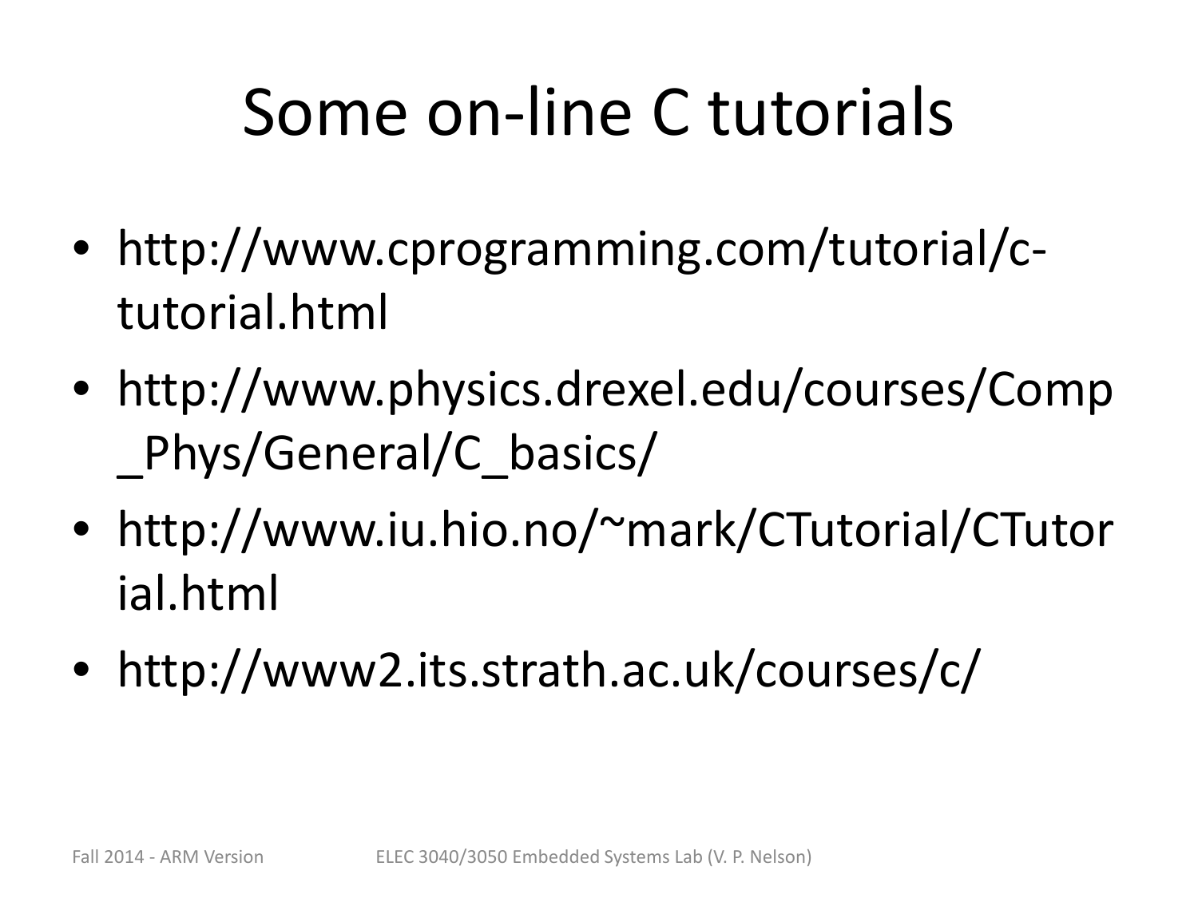# Some on-line C tutorials

- http://www.cprogramming.com/tutorial/c-tutorial.html
- http://www.physics.drexel.edu/courses/Comp_Phys/General/C_basics/
- http://www.iu.hio.no/~mark/CTutorial/CTutorial.html
- http://www2.its.strath.ac.uk/courses/c/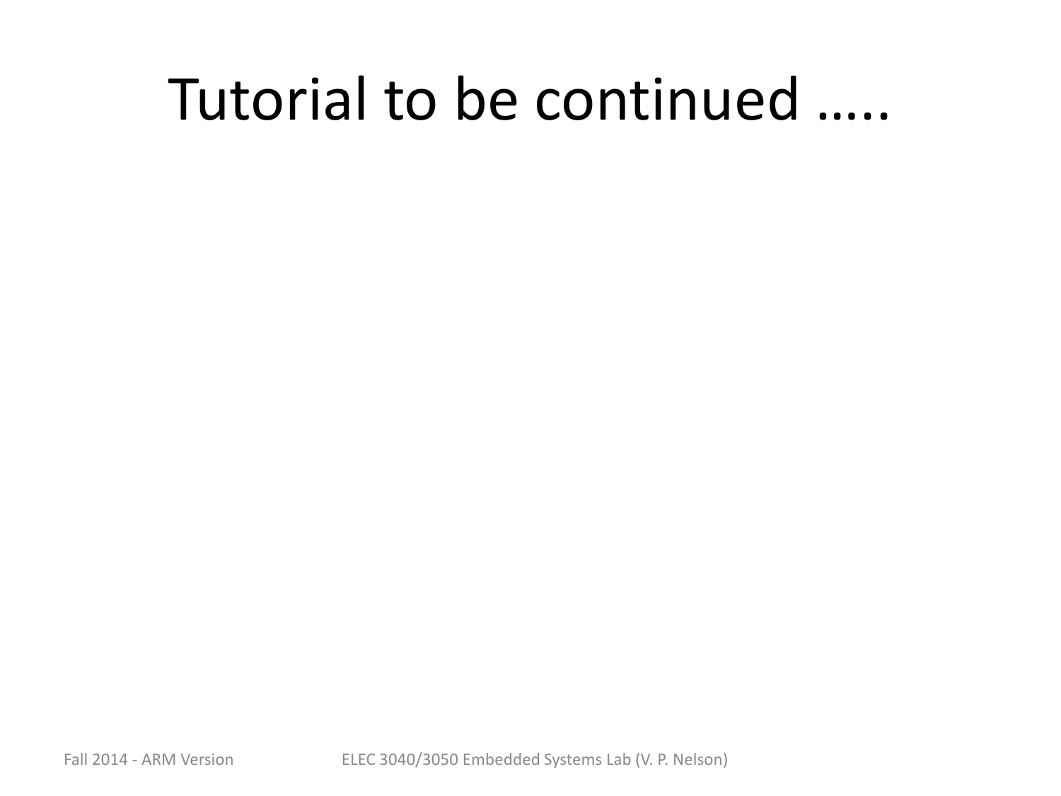# Tutorial to be continued …..